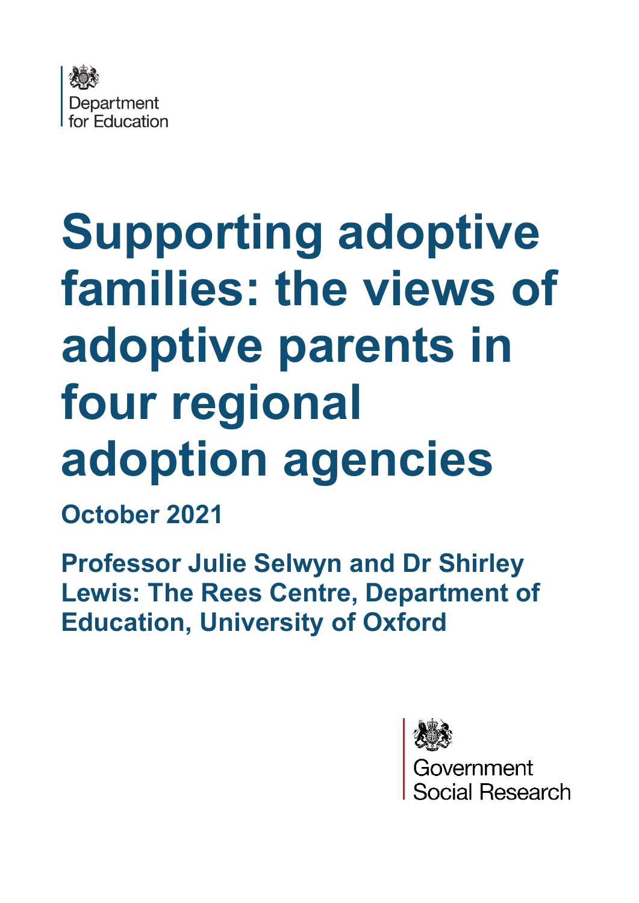Department for Education

# Supporting adoptive families: the views of adoptive parents in four regional adoption agencies

**October 2021**

**Professor Julie Selwyn and Dr Shirley Lewis: The Rees Centre, Department of Education, University of Oxford**

Government Social Research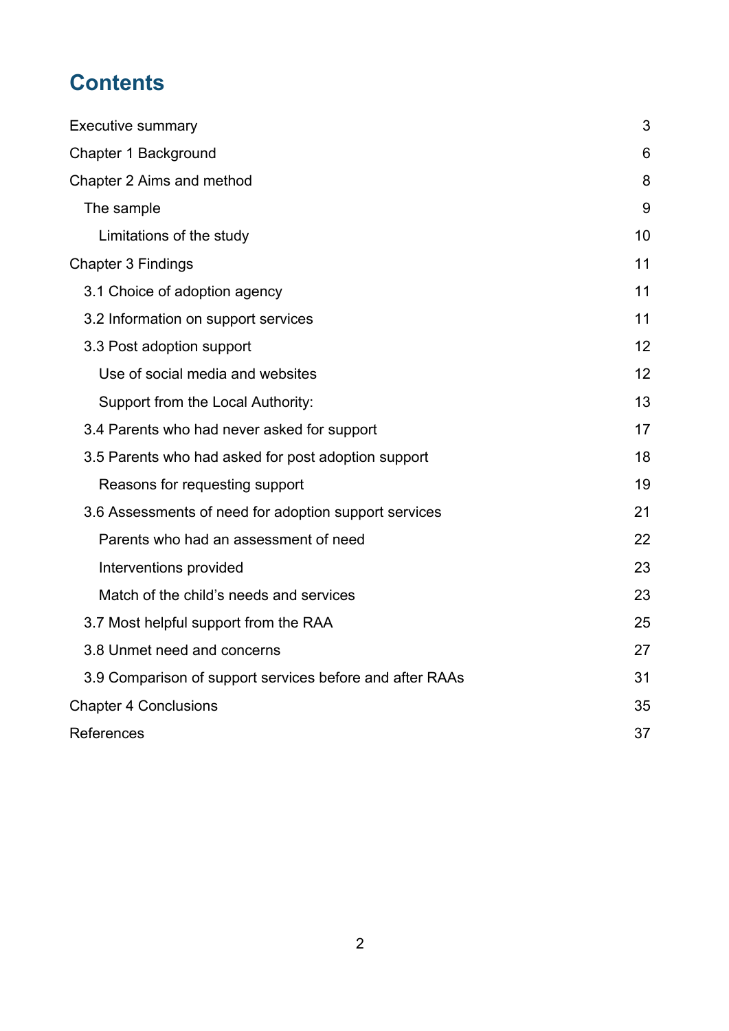# Contents

Executive summary 3

Chapter 1 Background 6

Chapter 2 Aims and method 8

- The sample 9
  - Limitations of the study 10

Chapter 3 Findings 11

- 3.1 Choice of adoption agency 11
- 3.2 Information on support services 11
- 3.3 Post adoption support 12
  - Use of social media and websites 12
  - Support from the Local Authority: 13
- 3.4 Parents who had never asked for support 17
- 3.5 Parents who had asked for post adoption support 18
  - Reasons for requesting support 19
- 3.6 Assessments of need for adoption support services 21
  - Parents who had an assessment of need 22
  - Interventions provided 23
  - Match of the child's needs and services 23
- 3.7 Most helpful support from the RAA 25
- 3.8 Unmet need and concerns 27
- 3.9 Comparison of support services before and after RAAs 31

Chapter 4 Conclusions 35

References 37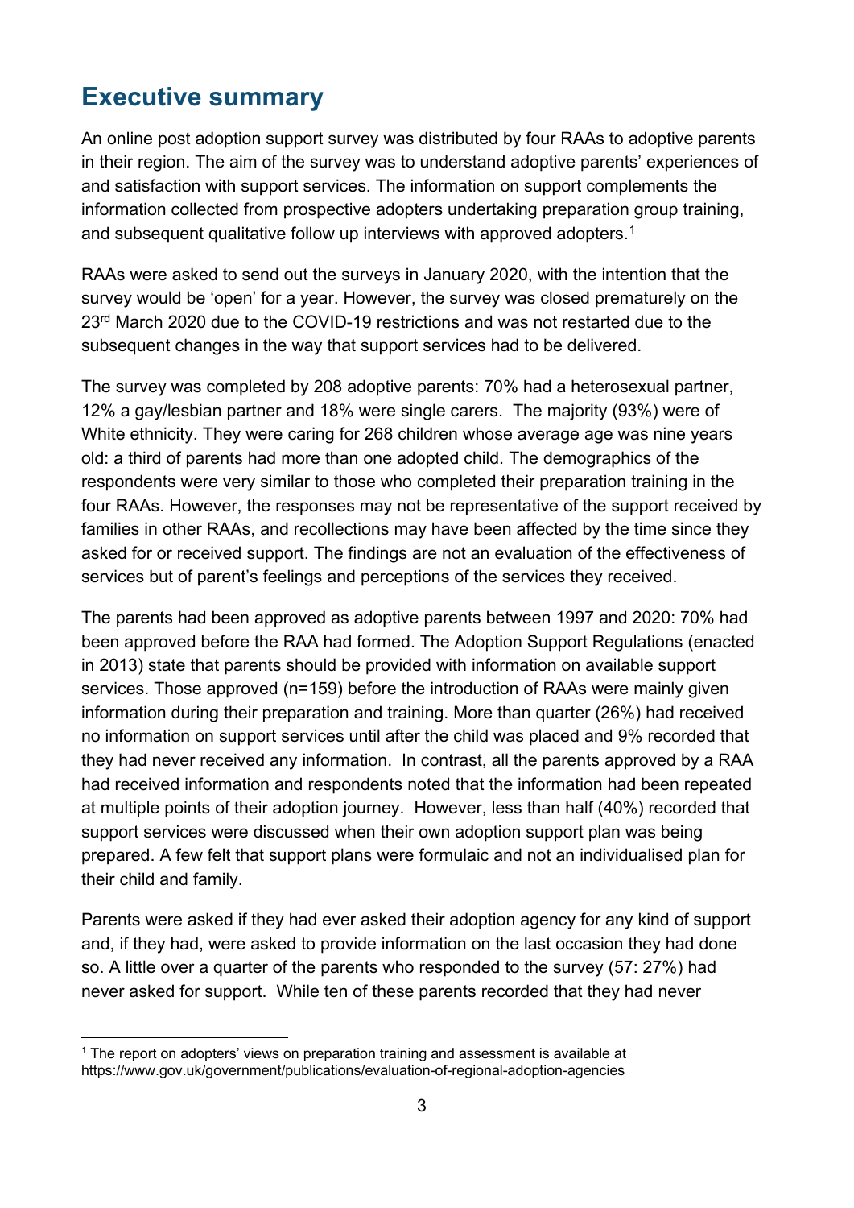# Executive summary

An online post adoption support survey was distributed by four RAAs to adoptive parents in their region. The aim of the survey was to understand adoptive parents' experiences of and satisfaction with support services. The information on support complements the information collected from prospective adopters undertaking preparation group training, and subsequent qualitative follow up interviews with approved adopters.[1]

RAAs were asked to send out the surveys in January 2020, with the intention that the survey would be 'open' for a year. However, the survey was closed prematurely on the 23rd March 2020 due to the COVID-19 restrictions and was not restarted due to the subsequent changes in the way that support services had to be delivered.

The survey was completed by 208 adoptive parents: 70% had a heterosexual partner, 12% a gay/lesbian partner and 18% were single carers. The majority (93%) were of White ethnicity. They were caring for 268 children whose average age was nine years old: a third of parents had more than one adopted child. The demographics of the respondents were very similar to those who completed their preparation training in the four RAAs. However, the responses may not be representative of the support received by families in other RAAs, and recollections may have been affected by the time since they asked for or received support. The findings are not an evaluation of the effectiveness of services but of parent's feelings and perceptions of the services they received.

The parents had been approved as adoptive parents between 1997 and 2020: 70% had been approved before the RAA had formed. The Adoption Support Regulations (enacted in 2013) state that parents should be provided with information on available support services. Those approved (n=159) before the introduction of RAAs were mainly given information during their preparation and training. More than quarter (26%) had received no information on support services until after the child was placed and 9% recorded that they had never received any information. In contrast, all the parents approved by a RAA had received information and respondents noted that the information had been repeated at multiple points of their adoption journey. However, less than half (40%) recorded that support services were discussed when their own adoption support plan was being prepared. A few felt that support plans were formulaic and not an individualised plan for their child and family.

Parents were asked if they had ever asked their adoption agency for any kind of support and, if they had, were asked to provide information on the last occasion they had done so. A little over a quarter of the parents who responded to the survey (57: 27%) had never asked for support. While ten of these parents recorded that they had never

[1] The report on adopters' views on preparation training and assessment is available at https://www.gov.uk/government/publications/evaluation-of-regional-adoption-agencies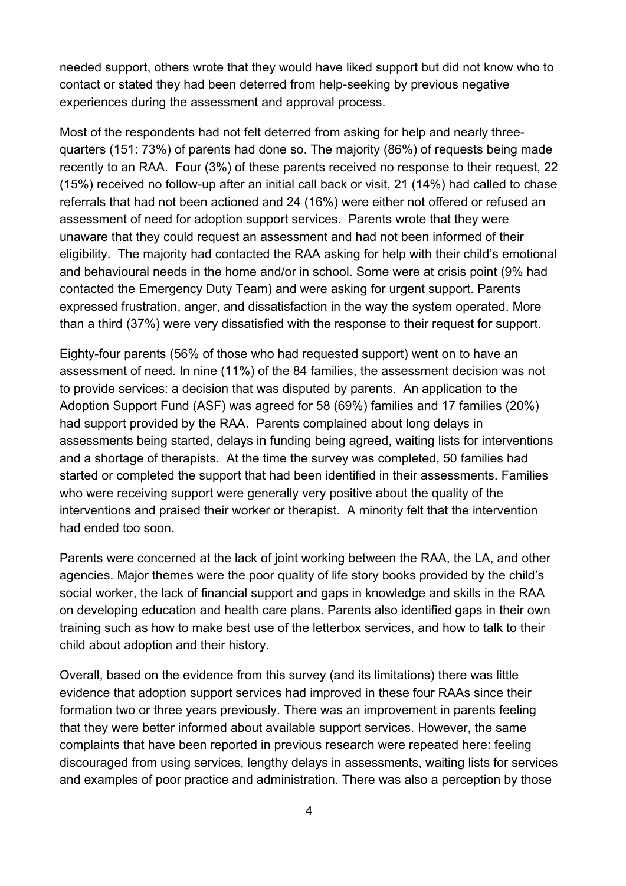needed support, others wrote that they would have liked support but did not know who to contact or stated they had been deterred from help-seeking by previous negative experiences during the assessment and approval process.

Most of the respondents had not felt deterred from asking for help and nearly three-quarters (151: 73%) of parents had done so. The majority (86%) of requests being made recently to an RAA. Four (3%) of these parents received no response to their request, 22 (15%) received no follow-up after an initial call back or visit, 21 (14%) had called to chase referrals that had not been actioned and 24 (16%) were either not offered or refused an assessment of need for adoption support services. Parents wrote that they were unaware that they could request an assessment and had not been informed of their eligibility. The majority had contacted the RAA asking for help with their child's emotional and behavioural needs in the home and/or in school. Some were at crisis point (9% had contacted the Emergency Duty Team) and were asking for urgent support. Parents expressed frustration, anger, and dissatisfaction in the way the system operated. More than a third (37%) were very dissatisfied with the response to their request for support.

Eighty-four parents (56% of those who had requested support) went on to have an assessment of need. In nine (11%) of the 84 families, the assessment decision was not to provide services: a decision that was disputed by parents. An application to the Adoption Support Fund (ASF) was agreed for 58 (69%) families and 17 families (20%) had support provided by the RAA. Parents complained about long delays in assessments being started, delays in funding being agreed, waiting lists for interventions and a shortage of therapists. At the time the survey was completed, 50 families had started or completed the support that had been identified in their assessments. Families who were receiving support were generally very positive about the quality of the interventions and praised their worker or therapist. A minority felt that the intervention had ended too soon.

Parents were concerned at the lack of joint working between the RAA, the LA, and other agencies. Major themes were the poor quality of life story books provided by the child's social worker, the lack of financial support and gaps in knowledge and skills in the RAA on developing education and health care plans. Parents also identified gaps in their own training such as how to make best use of the letterbox services, and how to talk to their child about adoption and their history.

Overall, based on the evidence from this survey (and its limitations) there was little evidence that adoption support services had improved in these four RAAs since their formation two or three years previously. There was an improvement in parents feeling that they were better informed about available support services. However, the same complaints that have been reported in previous research were repeated here: feeling discouraged from using services, lengthy delays in assessments, waiting lists for services and examples of poor practice and administration. There was also a perception by those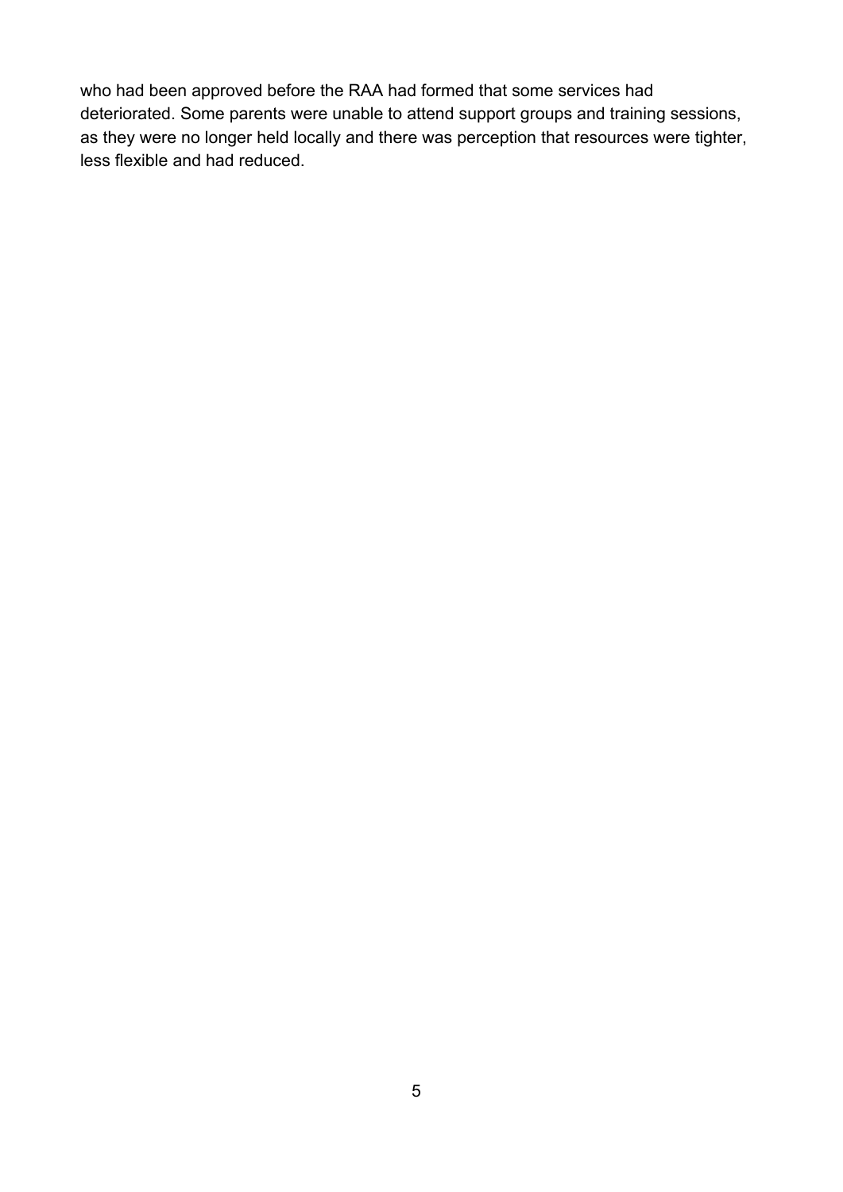who had been approved before the RAA had formed that some services had deteriorated. Some parents were unable to attend support groups and training sessions, as they were no longer held locally and there was perception that resources were tighter, less flexible and had reduced.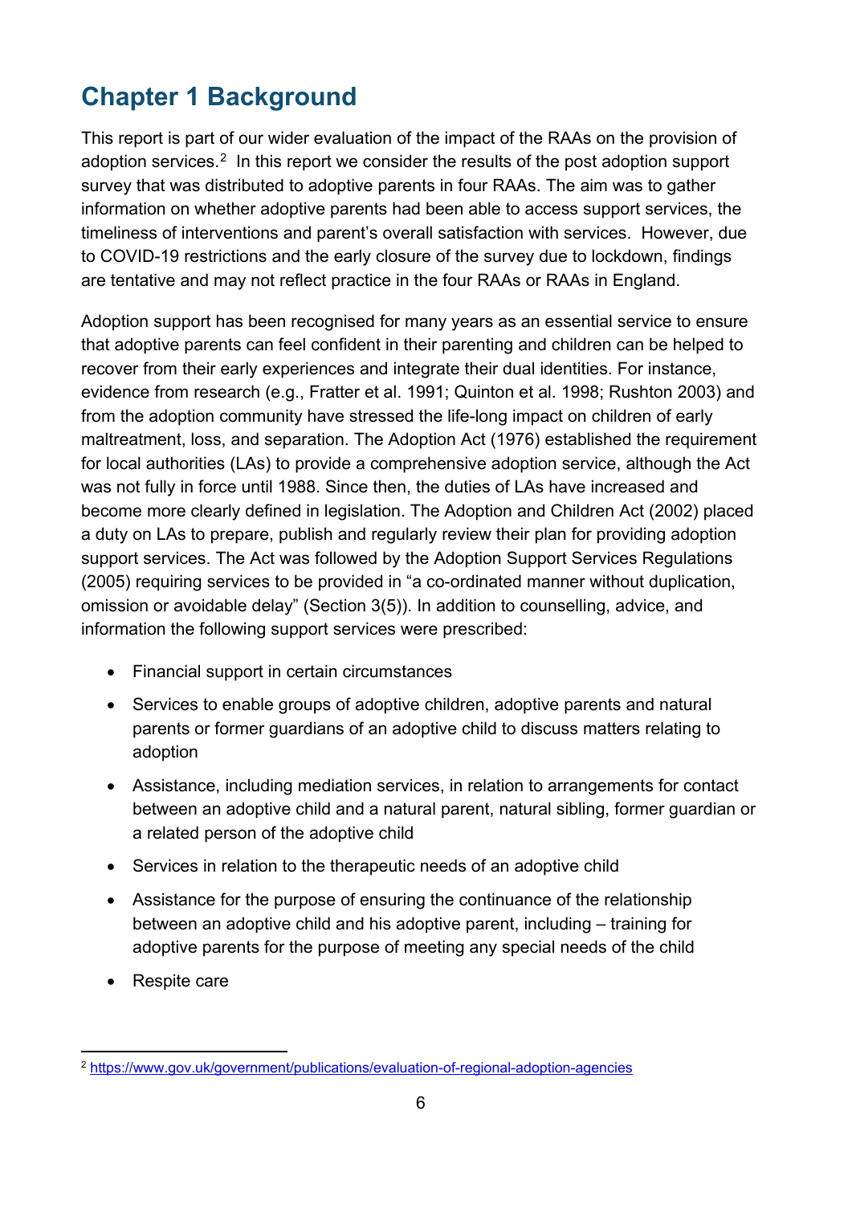# Chapter 1 Background

This report is part of our wider evaluation of the impact of the RAAs on the provision of adoption services.[2] In this report we consider the results of the post adoption support survey that was distributed to adoptive parents in four RAAs. The aim was to gather information on whether adoptive parents had been able to access support services, the timeliness of interventions and parent's overall satisfaction with services. However, due to COVID-19 restrictions and the early closure of the survey due to lockdown, findings are tentative and may not reflect practice in the four RAAs or RAAs in England.

Adoption support has been recognised for many years as an essential service to ensure that adoptive parents can feel confident in their parenting and children can be helped to recover from their early experiences and integrate their dual identities. For instance, evidence from research (e.g., Fratter et al. 1991; Quinton et al. 1998; Rushton 2003) and from the adoption community have stressed the life-long impact on children of early maltreatment, loss, and separation. The Adoption Act (1976) established the requirement for local authorities (LAs) to provide a comprehensive adoption service, although the Act was not fully in force until 1988. Since then, the duties of LAs have increased and become more clearly defined in legislation. The Adoption and Children Act (2002) placed a duty on LAs to prepare, publish and regularly review their plan for providing adoption support services. The Act was followed by the Adoption Support Services Regulations (2005) requiring services to be provided in "a co-ordinated manner without duplication, omission or avoidable delay" (Section 3(5)). In addition to counselling, advice, and information the following support services were prescribed:

- Financial support in certain circumstances
- Services to enable groups of adoptive children, adoptive parents and natural parents or former guardians of an adoptive child to discuss matters relating to adoption
- Assistance, including mediation services, in relation to arrangements for contact between an adoptive child and a natural parent, natural sibling, former guardian or a related person of the adoptive child
- Services in relation to the therapeutic needs of an adoptive child
- Assistance for the purpose of ensuring the continuance of the relationship between an adoptive child and his adoptive parent, including – training for adoptive parents for the purpose of meeting any special needs of the child
- Respite care

[2] https://www.gov.uk/government/publications/evaluation-of-regional-adoption-agencies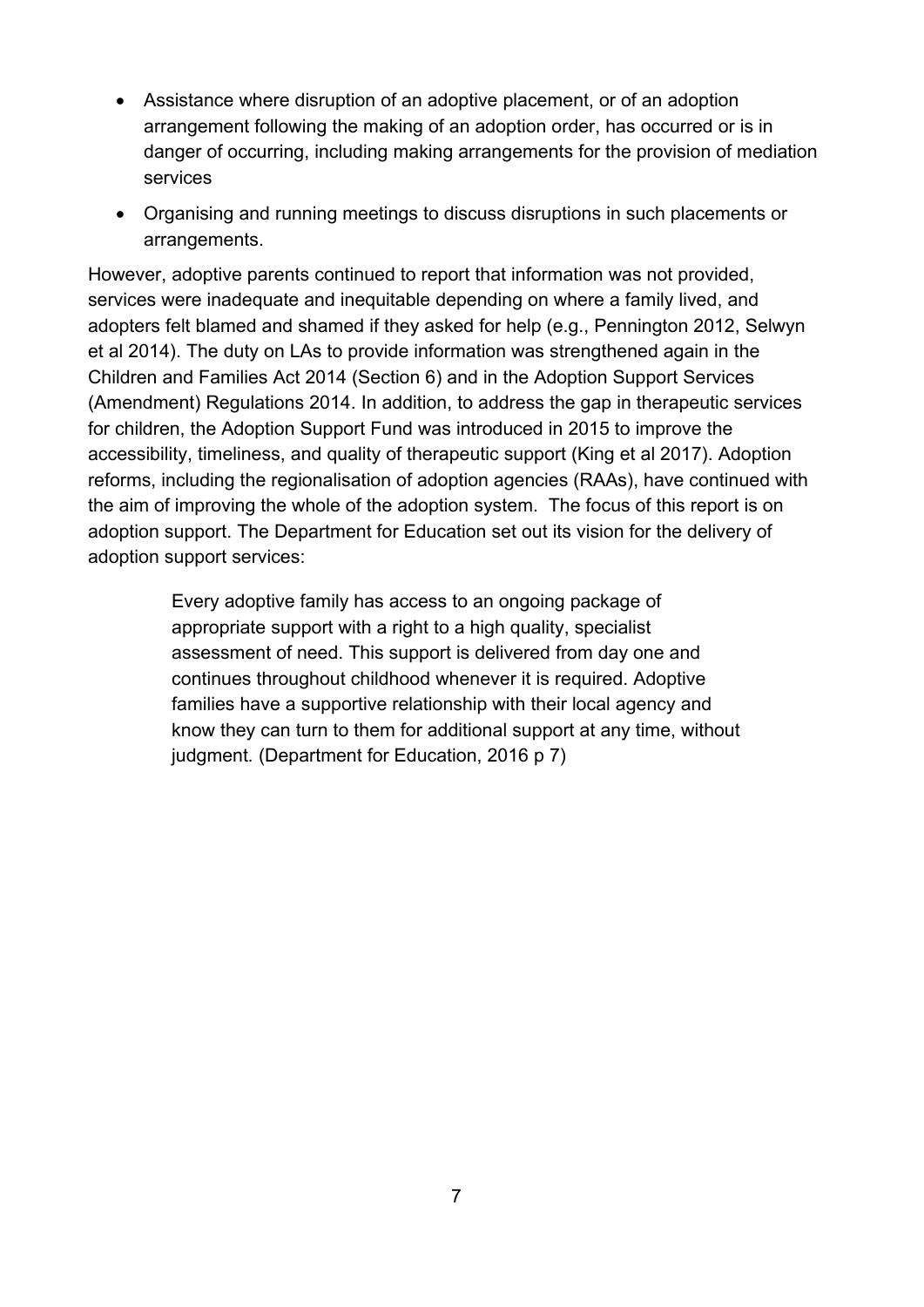- Assistance where disruption of an adoptive placement, or of an adoption arrangement following the making of an adoption order, has occurred or is in danger of occurring, including making arrangements for the provision of mediation services
- Organising and running meetings to discuss disruptions in such placements or arrangements.

However, adoptive parents continued to report that information was not provided, services were inadequate and inequitable depending on where a family lived, and adopters felt blamed and shamed if they asked for help (e.g., Pennington 2012, Selwyn et al 2014). The duty on LAs to provide information was strengthened again in the Children and Families Act 2014 (Section 6) and in the Adoption Support Services (Amendment) Regulations 2014. In addition, to address the gap in therapeutic services for children, the Adoption Support Fund was introduced in 2015 to improve the accessibility, timeliness, and quality of therapeutic support (King et al 2017). Adoption reforms, including the regionalisation of adoption agencies (RAAs), have continued with the aim of improving the whole of the adoption system. The focus of this report is on adoption support. The Department for Education set out its vision for the delivery of adoption support services:

> Every adoptive family has access to an ongoing package of appropriate support with a right to a high quality, specialist assessment of need. This support is delivered from day one and continues throughout childhood whenever it is required. Adoptive families have a supportive relationship with their local agency and know they can turn to them for additional support at any time, without judgment. (Department for Education, 2016 p 7)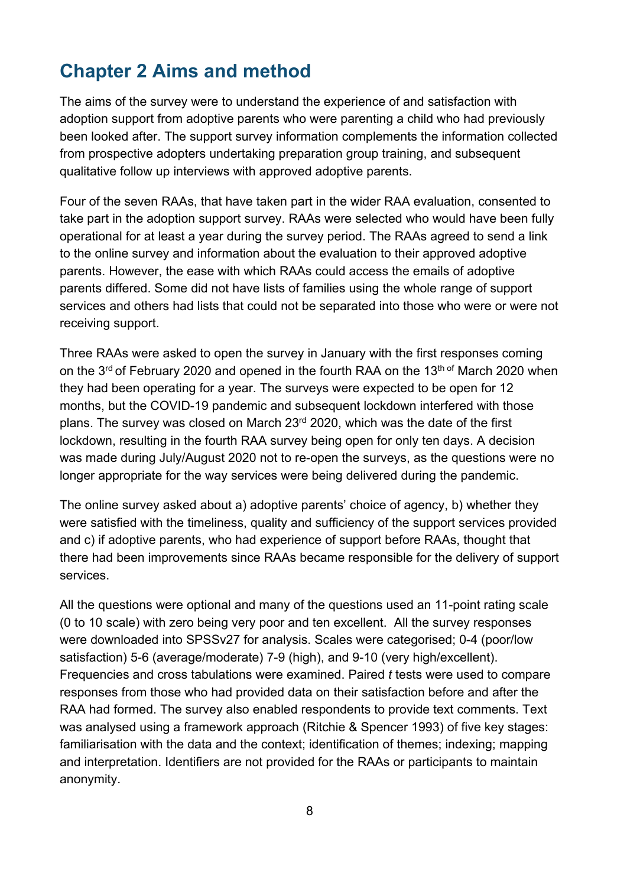## Chapter 2 Aims and method

The aims of the survey were to understand the experience of and satisfaction with adoption support from adoptive parents who were parenting a child who had previously been looked after. The support survey information complements the information collected from prospective adopters undertaking preparation group training, and subsequent qualitative follow up interviews with approved adoptive parents.

Four of the seven RAAs, that have taken part in the wider RAA evaluation, consented to take part in the adoption support survey. RAAs were selected who would have been fully operational for at least a year during the survey period. The RAAs agreed to send a link to the online survey and information about the evaluation to their approved adoptive parents. However, the ease with which RAAs could access the emails of adoptive parents differed. Some did not have lists of families using the whole range of support services and others had lists that could not be separated into those who were or were not receiving support.

Three RAAs were asked to open the survey in January with the first responses coming on the 3rd of February 2020 and opened in the fourth RAA on the 13th of March 2020 when they had been operating for a year. The surveys were expected to be open for 12 months, but the COVID-19 pandemic and subsequent lockdown interfered with those plans. The survey was closed on March 23rd 2020, which was the date of the first lockdown, resulting in the fourth RAA survey being open for only ten days. A decision was made during July/August 2020 not to re-open the surveys, as the questions were no longer appropriate for the way services were being delivered during the pandemic.

The online survey asked about a) adoptive parents' choice of agency, b) whether they were satisfied with the timeliness, quality and sufficiency of the support services provided and c) if adoptive parents, who had experience of support before RAAs, thought that there had been improvements since RAAs became responsible for the delivery of support services.

All the questions were optional and many of the questions used an 11-point rating scale (0 to 10 scale) with zero being very poor and ten excellent. All the survey responses were downloaded into SPSSv27 for analysis. Scales were categorised; 0-4 (poor/low satisfaction) 5-6 (average/moderate) 7-9 (high), and 9-10 (very high/excellent). Frequencies and cross tabulations were examined. Paired *t* tests were used to compare responses from those who had provided data on their satisfaction before and after the RAA had formed. The survey also enabled respondents to provide text comments. Text was analysed using a framework approach (Ritchie & Spencer 1993) of five key stages: familiarisation with the data and the context; identification of themes; indexing; mapping and interpretation. Identifiers are not provided for the RAAs or participants to maintain anonymity.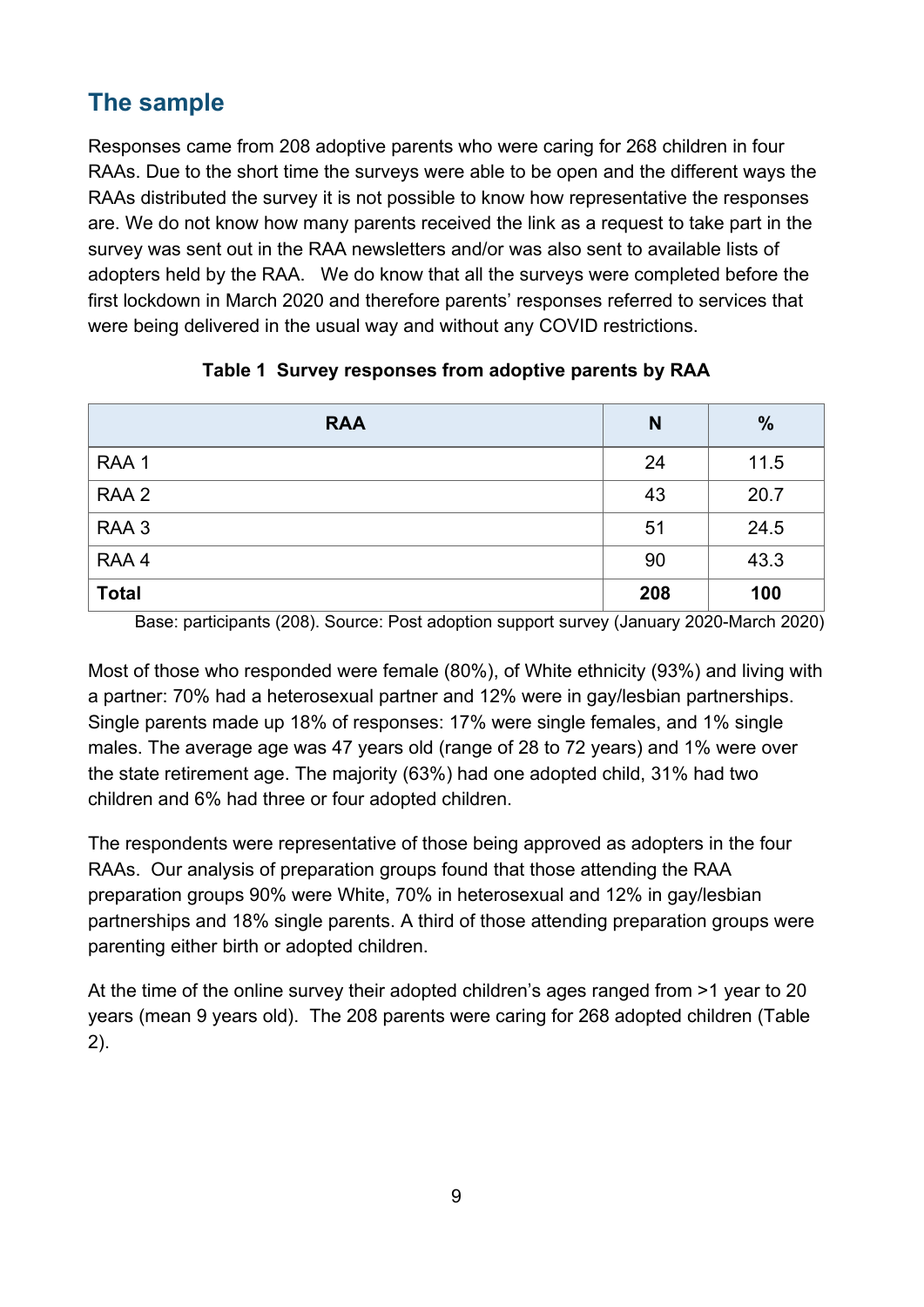## The sample

Responses came from 208 adoptive parents who were caring for 268 children in four RAAs. Due to the short time the surveys were able to be open and the different ways the RAAs distributed the survey it is not possible to know how representative the responses are. We do not know how many parents received the link as a request to take part in the survey was sent out in the RAA newsletters and/or was also sent to available lists of adopters held by the RAA. We do know that all the surveys were completed before the first lockdown in March 2020 and therefore parents' responses referred to services that were being delivered in the usual way and without any COVID restrictions.

**Table 1 Survey responses from adoptive parents by RAA**

| RAA | N | % |
|---|---|---|
| RAA 1 | 24 | 11.5 |
| RAA 2 | 43 | 20.7 |
| RAA 3 | 51 | 24.5 |
| RAA 4 | 90 | 43.3 |
| **Total** | **208** | **100** |

Base: participants (208). Source: Post adoption support survey (January 2020-March 2020)

Most of those who responded were female (80%), of White ethnicity (93%) and living with a partner: 70% had a heterosexual partner and 12% were in gay/lesbian partnerships. Single parents made up 18% of responses: 17% were single females, and 1% single males. The average age was 47 years old (range of 28 to 72 years) and 1% were over the state retirement age. The majority (63%) had one adopted child, 31% had two children and 6% had three or four adopted children.

The respondents were representative of those being approved as adopters in the four RAAs. Our analysis of preparation groups found that those attending the RAA preparation groups 90% were White, 70% in heterosexual and 12% in gay/lesbian partnerships and 18% single parents. A third of those attending preparation groups were parenting either birth or adopted children.

At the time of the online survey their adopted children's ages ranged from >1 year to 20 years (mean 9 years old). The 208 parents were caring for 268 adopted children (Table 2).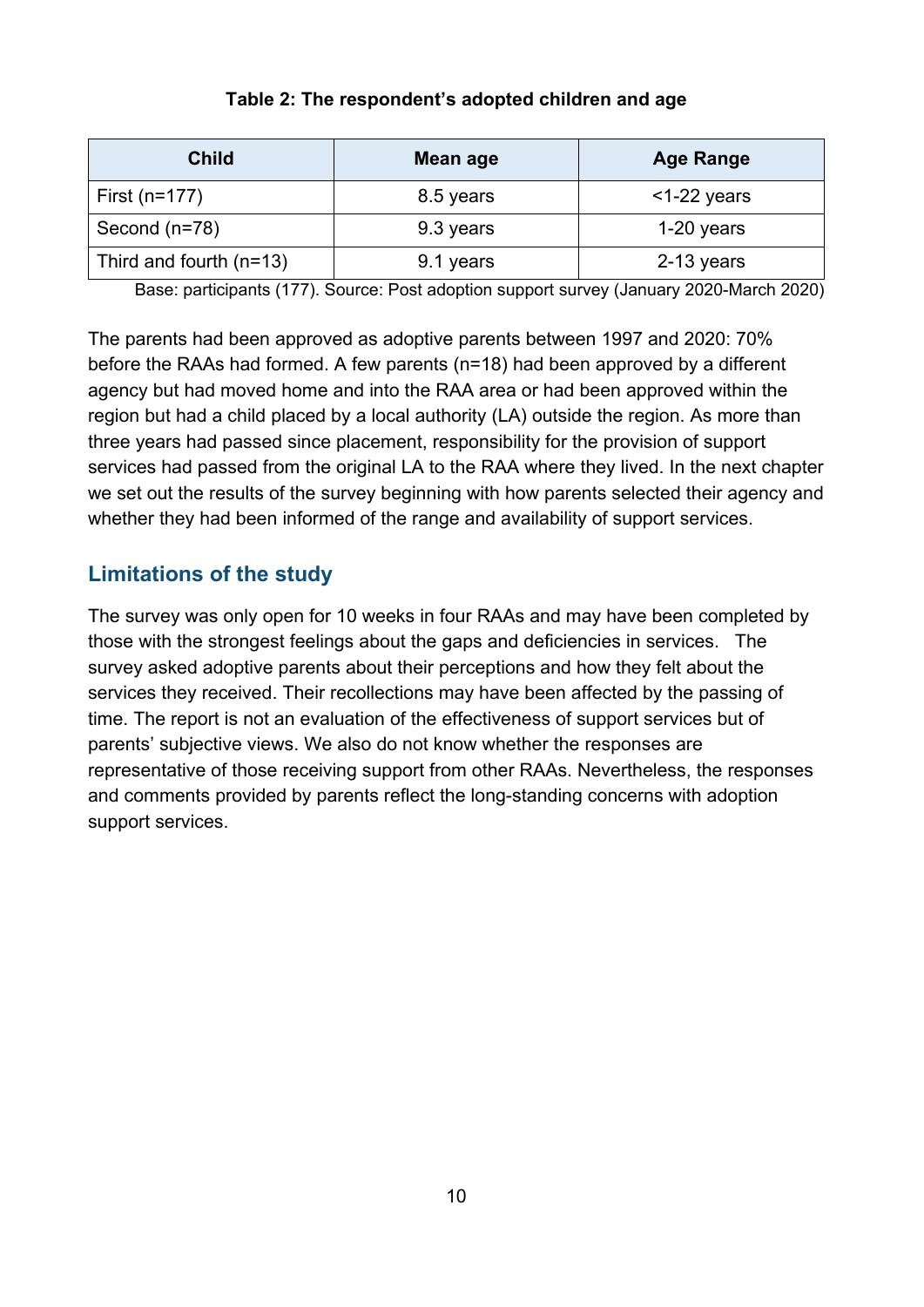**Table 2: The respondent's adopted children and age**

| Child | Mean age | Age Range |
|---|---|---|
| First (n=177) | 8.5 years | <1-22 years |
| Second (n=78) | 9.3 years | 1-20 years |
| Third and fourth (n=13) | 9.1 years | 2-13 years |

Base: participants (177). Source: Post adoption support survey (January 2020-March 2020)

The parents had been approved as adoptive parents between 1997 and 2020: 70% before the RAAs had formed. A few parents (n=18) had been approved by a different agency but had moved home and into the RAA area or had been approved within the region but had a child placed by a local authority (LA) outside the region. As more than three years had passed since placement, responsibility for the provision of support services had passed from the original LA to the RAA where they lived. In the next chapter we set out the results of the survey beginning with how parents selected their agency and whether they had been informed of the range and availability of support services.

## Limitations of the study

The survey was only open for 10 weeks in four RAAs and may have been completed by those with the strongest feelings about the gaps and deficiencies in services. The survey asked adoptive parents about their perceptions and how they felt about the services they received. Their recollections may have been affected by the passing of time. The report is not an evaluation of the effectiveness of support services but of parents' subjective views. We also do not know whether the responses are representative of those receiving support from other RAAs. Nevertheless, the responses and comments provided by parents reflect the long-standing concerns with adoption support services.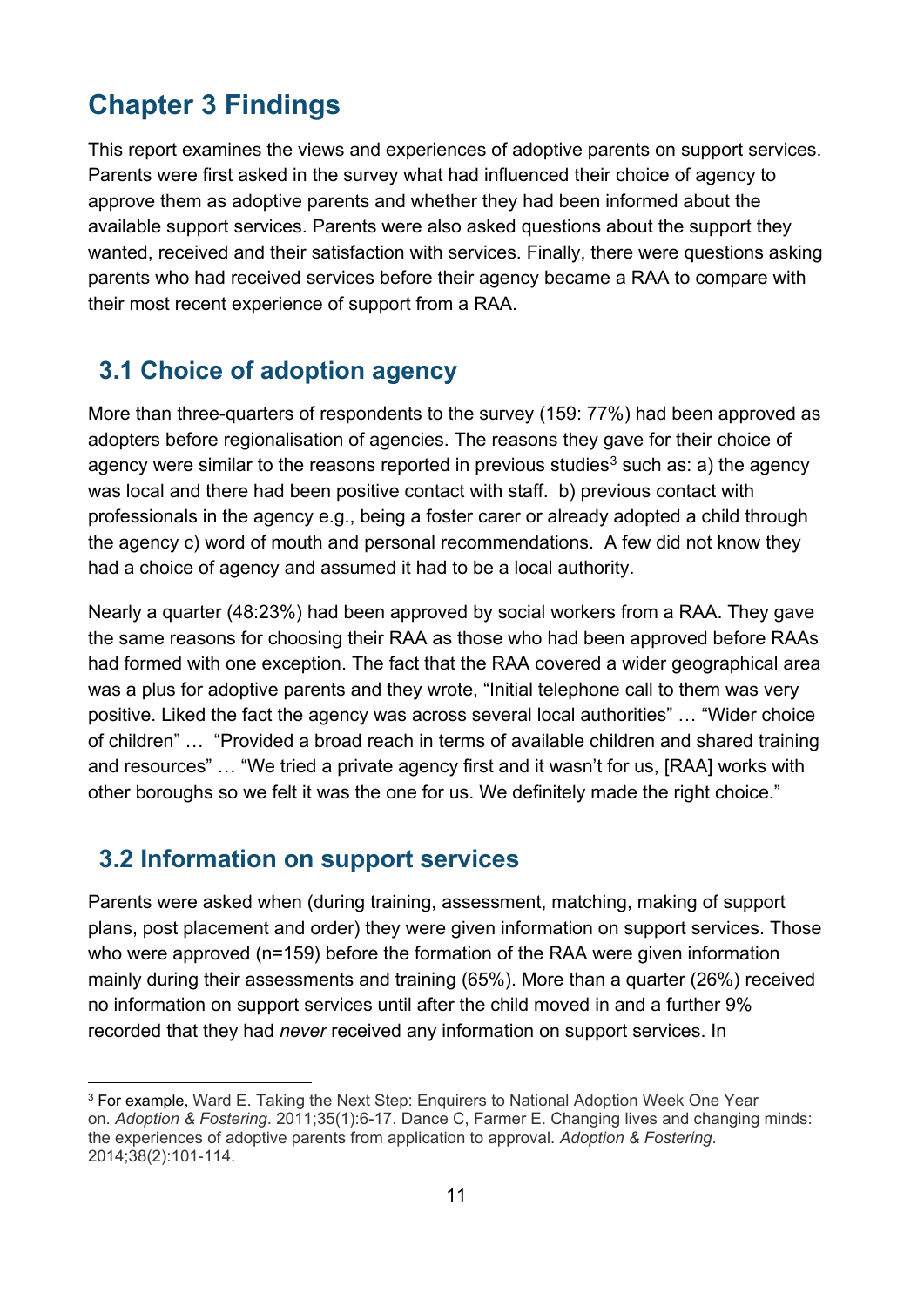# Chapter 3 Findings

This report examines the views and experiences of adoptive parents on support services. Parents were first asked in the survey what had influenced their choice of agency to approve them as adoptive parents and whether they had been informed about the available support services. Parents were also asked questions about the support they wanted, received and their satisfaction with services. Finally, there were questions asking parents who had received services before their agency became a RAA to compare with their most recent experience of support from a RAA.

## 3.1 Choice of adoption agency

More than three-quarters of respondents to the survey (159: 77%) had been approved as adopters before regionalisation of agencies. The reasons they gave for their choice of agency were similar to the reasons reported in previous studies[3] such as: a) the agency was local and there had been positive contact with staff. b) previous contact with professionals in the agency e.g., being a foster carer or already adopted a child through the agency c) word of mouth and personal recommendations. A few did not know they had a choice of agency and assumed it had to be a local authority.

Nearly a quarter (48:23%) had been approved by social workers from a RAA. They gave the same reasons for choosing their RAA as those who had been approved before RAAs had formed with one exception. The fact that the RAA covered a wider geographical area was a plus for adoptive parents and they wrote, "Initial telephone call to them was very positive. Liked the fact the agency was across several local authorities" … "Wider choice of children" … "Provided a broad reach in terms of available children and shared training and resources" … "We tried a private agency first and it wasn't for us, [RAA] works with other boroughs so we felt it was the one for us. We definitely made the right choice."

## 3.2 Information on support services

Parents were asked when (during training, assessment, matching, making of support plans, post placement and order) they were given information on support services. Those who were approved (n=159) before the formation of the RAA were given information mainly during their assessments and training (65%). More than a quarter (26%) received no information on support services until after the child moved in and a further 9% recorded that they had *never* received any information on support services. In

[3] For example, Ward E. Taking the Next Step: Enquirers to National Adoption Week One Year on. *Adoption & Fostering*. 2011;35(1):6-17. Dance C, Farmer E. Changing lives and changing minds: the experiences of adoptive parents from application to approval. *Adoption & Fostering*. 2014;38(2):101-114.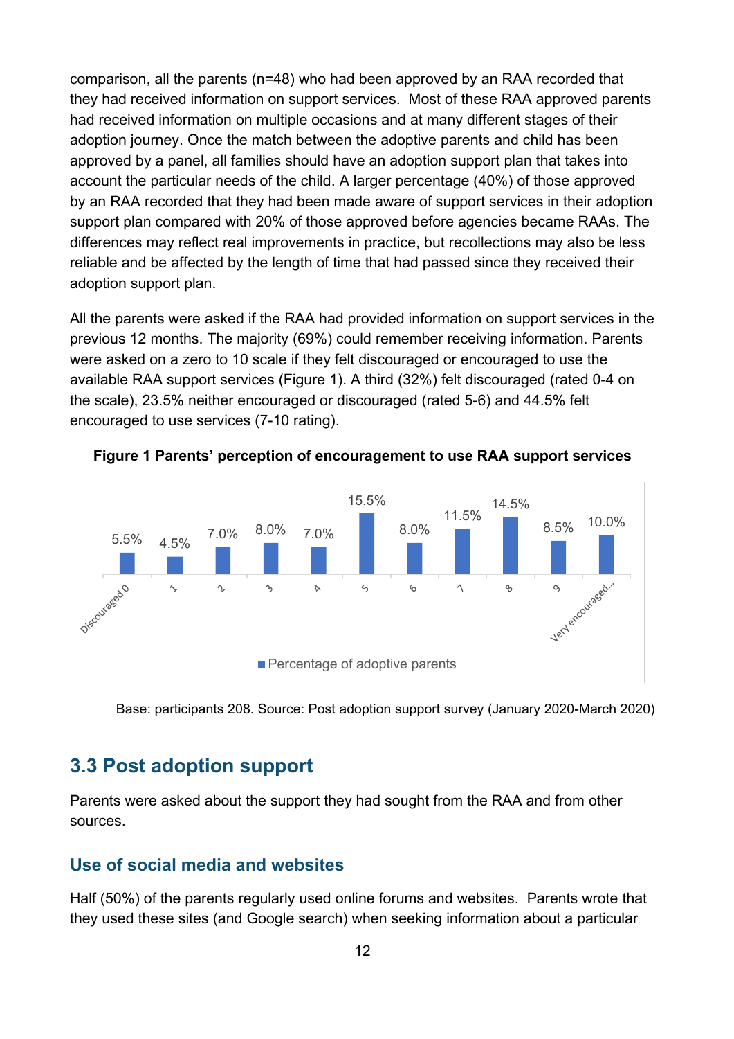comparison, all the parents (n=48) who had been approved by an RAA recorded that they had received information on support services.  Most of these RAA approved parents had received information on multiple occasions and at many different stages of their adoption journey. Once the match between the adoptive parents and child has been approved by a panel, all families should have an adoption support plan that takes into account the particular needs of the child. A larger percentage (40%) of those approved by an RAA recorded that they had been made aware of support services in their adoption support plan compared with 20% of those approved before agencies became RAAs. The differences may reflect real improvements in practice, but recollections may also be less reliable and be affected by the length of time that had passed since they received their adoption support plan.

All the parents were asked if the RAA had provided information on support services in the previous 12 months. The majority (69%) could remember receiving information. Parents were asked on a zero to 10 scale if they felt discouraged or encouraged to use the available RAA support services (Figure 1). A third (32%) felt discouraged (rated 0-4 on the scale), 23.5% neither encouraged or discouraged (rated 5-6) and 44.5% felt encouraged to use services (7-10 rating).

**Figure 1 Parents' perception of encouragement to use RAA support services**

| Rating | Percentage of adoptive parents |
| --- | --- |
| Discouraged 0 | 5.5% |
| 1 | 4.5% |
| 2 | 7.0% |
| 3 | 8.0% |
| 4 | 7.0% |
| 5 | 15.5% |
| 6 | 8.0% |
| 7 | 11.5% |
| 8 | 14.5% |
| 9 | 8.5% |
| Very encouraged... | 10.0% |

Base: participants 208. Source: Post adoption support survey (January 2020-March 2020)

## 3.3 Post adoption support

Parents were asked about the support they had sought from the RAA and from other sources.

### Use of social media and websites

Half (50%) of the parents regularly used online forums and websites.  Parents wrote that they used these sites (and Google search) when seeking information about a particular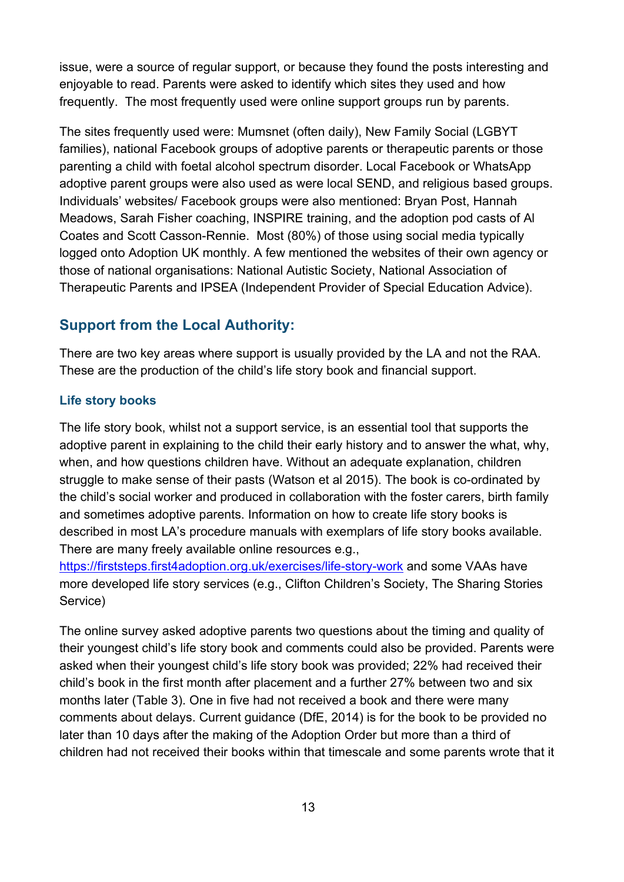issue, were a source of regular support, or because they found the posts interesting and enjoyable to read. Parents were asked to identify which sites they used and how frequently. The most frequently used were online support groups run by parents.

The sites frequently used were: Mumsnet (often daily), New Family Social (LGBYT families), national Facebook groups of adoptive parents or therapeutic parents or those parenting a child with foetal alcohol spectrum disorder. Local Facebook or WhatsApp adoptive parent groups were also used as were local SEND, and religious based groups. Individuals' websites/ Facebook groups were also mentioned: Bryan Post, Hannah Meadows, Sarah Fisher coaching, INSPIRE training, and the adoption pod casts of Al Coates and Scott Casson-Rennie. Most (80%) of those using social media typically logged onto Adoption UK monthly. A few mentioned the websites of their own agency or those of national organisations: National Autistic Society, National Association of Therapeutic Parents and IPSEA (Independent Provider of Special Education Advice).

## Support from the Local Authority:

There are two key areas where support is usually provided by the LA and not the RAA. These are the production of the child's life story book and financial support.

### Life story books

The life story book, whilst not a support service, is an essential tool that supports the adoptive parent in explaining to the child their early history and to answer the what, why, when, and how questions children have. Without an adequate explanation, children struggle to make sense of their pasts (Watson et al 2015). The book is co-ordinated by the child's social worker and produced in collaboration with the foster carers, birth family and sometimes adoptive parents. Information on how to create life story books is described in most LA's procedure manuals with exemplars of life story books available. There are many freely available online resources e.g., https://firststeps.first4adoption.org.uk/exercises/life-story-work and some VAAs have more developed life story services (e.g., Clifton Children's Society, The Sharing Stories Service)

The online survey asked adoptive parents two questions about the timing and quality of their youngest child's life story book and comments could also be provided. Parents were asked when their youngest child's life story book was provided; 22% had received their child's book in the first month after placement and a further 27% between two and six months later (Table 3). One in five had not received a book and there were many comments about delays. Current guidance (DfE, 2014) is for the book to be provided no later than 10 days after the making of the Adoption Order but more than a third of children had not received their books within that timescale and some parents wrote that it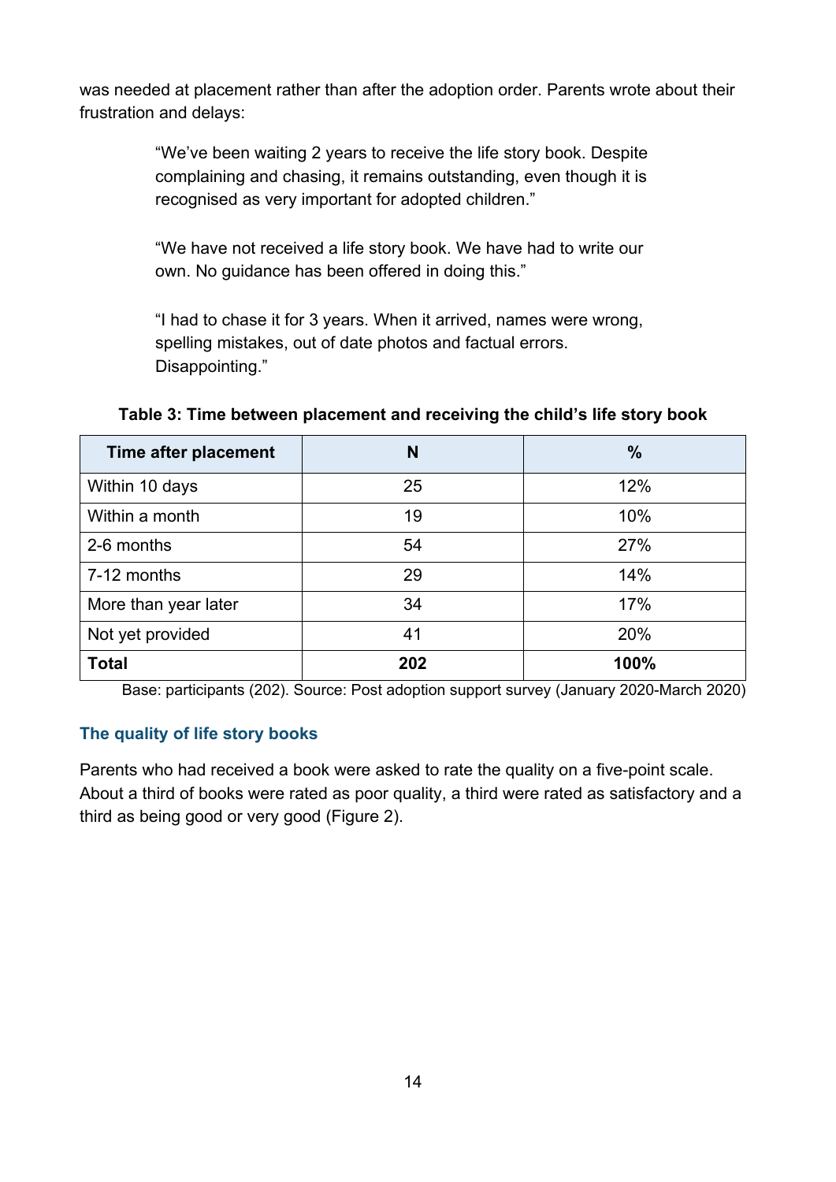was needed at placement rather than after the adoption order. Parents wrote about their frustration and delays:

> "We've been waiting 2 years to receive the life story book. Despite complaining and chasing, it remains outstanding, even though it is recognised as very important for adopted children."

> "We have not received a life story book. We have had to write our own. No guidance has been offered in doing this."

> "I had to chase it for 3 years. When it arrived, names were wrong, spelling mistakes, out of date photos and factual errors. Disappointing."

**Table 3: Time between placement and receiving the child's life story book**

| Time after placement | N | % |
|---|---|---|
| Within 10 days | 25 | 12% |
| Within a month | 19 | 10% |
| 2-6 months | 54 | 27% |
| 7-12 months | 29 | 14% |
| More than year later | 34 | 17% |
| Not yet provided | 41 | 20% |
| **Total** | **202** | **100%** |

Base: participants (202). Source: Post adoption support survey (January 2020-March 2020)

### The quality of life story books

Parents who had received a book were asked to rate the quality on a five-point scale. About a third of books were rated as poor quality, a third were rated as satisfactory and a third as being good or very good (Figure 2).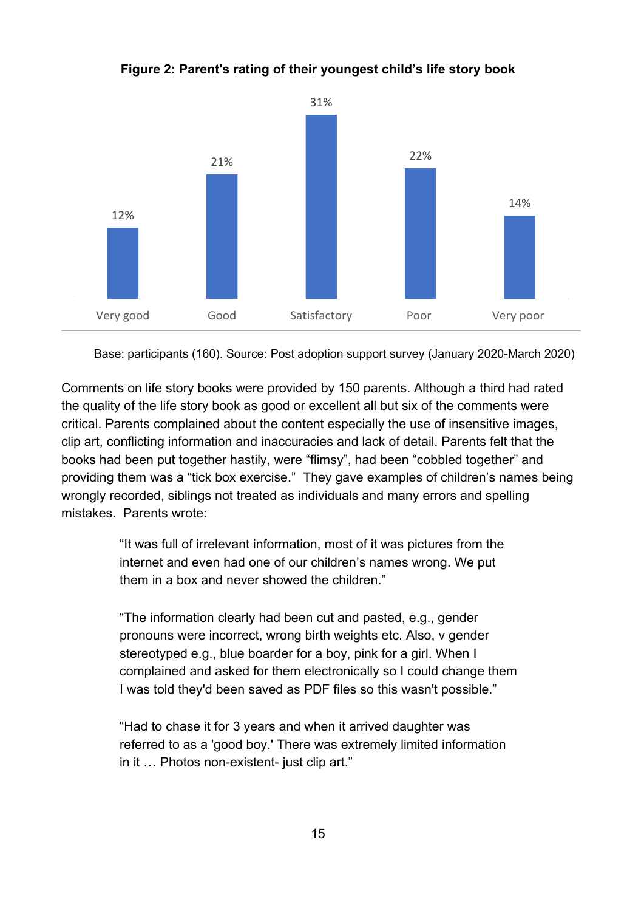**Figure 2: Parent's rating of their youngest child's life story book**

| Rating | Percentage |
|---|---|
| Very good | 12% |
| Good | 21% |
| Satisfactory | 31% |
| Poor | 22% |
| Very poor | 14% |

Base: participants (160). Source: Post adoption support survey (January 2020-March 2020)

Comments on life story books were provided by 150 parents. Although a third had rated the quality of the life story book as good or excellent all but six of the comments were critical. Parents complained about the content especially the use of insensitive images, clip art, conflicting information and inaccuracies and lack of detail. Parents felt that the books had been put together hastily, were "flimsy", had been "cobbled together" and providing them was a "tick box exercise." They gave examples of children's names being wrongly recorded, siblings not treated as individuals and many errors and spelling mistakes. Parents wrote:

> "It was full of irrelevant information, most of it was pictures from the internet and even had one of our children's names wrong. We put them in a box and never showed the children."

> "The information clearly had been cut and pasted, e.g., gender pronouns were incorrect, wrong birth weights etc. Also, v gender stereotyped e.g., blue boarder for a boy, pink for a girl. When I complained and asked for them electronically so I could change them I was told they'd been saved as PDF files so this wasn't possible."

> "Had to chase it for 3 years and when it arrived daughter was referred to as a 'good boy.' There was extremely limited information in it … Photos non-existent- just clip art."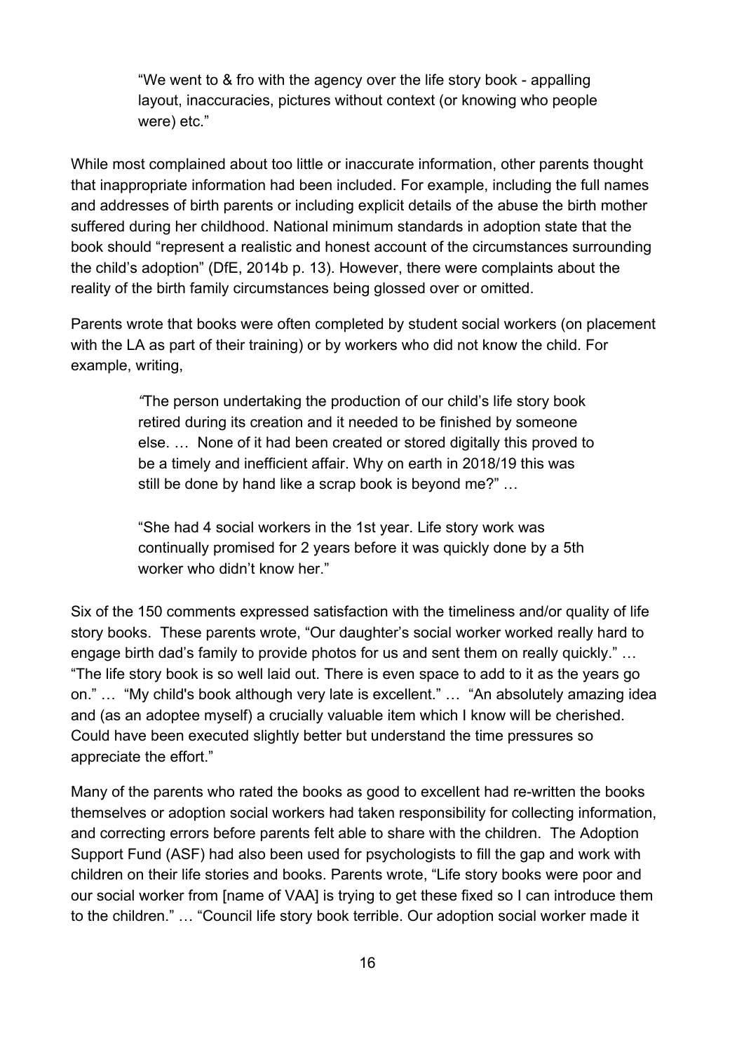> "We went to & fro with the agency over the life story book - appalling layout, inaccuracies, pictures without context (or knowing who people were) etc."

While most complained about too little or inaccurate information, other parents thought that inappropriate information had been included. For example, including the full names and addresses of birth parents or including explicit details of the abuse the birth mother suffered during her childhood. National minimum standards in adoption state that the book should "represent a realistic and honest account of the circumstances surrounding the child's adoption" (DfE, 2014b p. 13). However, there were complaints about the reality of the birth family circumstances being glossed over or omitted.

Parents wrote that books were often completed by student social workers (on placement with the LA as part of their training) or by workers who did not know the child. For example, writing,

> *"*The person undertaking the production of our child's life story book retired during its creation and it needed to be finished by someone else. … None of it had been created or stored digitally this proved to be a timely and inefficient affair. Why on earth in 2018/19 this was still be done by hand like a scrap book is beyond me?" …
>
> "She had 4 social workers in the 1st year. Life story work was continually promised for 2 years before it was quickly done by a 5th worker who didn't know her."

Six of the 150 comments expressed satisfaction with the timeliness and/or quality of life story books. These parents wrote, "Our daughter's social worker worked really hard to engage birth dad's family to provide photos for us and sent them on really quickly." … "The life story book is so well laid out. There is even space to add to it as the years go on." … "My child's book although very late is excellent." … "An absolutely amazing idea and (as an adoptee myself) a crucially valuable item which I know will be cherished. Could have been executed slightly better but understand the time pressures so appreciate the effort."

Many of the parents who rated the books as good to excellent had re-written the books themselves or adoption social workers had taken responsibility for collecting information, and correcting errors before parents felt able to share with the children. The Adoption Support Fund (ASF) had also been used for psychologists to fill the gap and work with children on their life stories and books. Parents wrote, "Life story books were poor and our social worker from [name of VAA] is trying to get these fixed so I can introduce them to the children." … "Council life story book terrible. Our adoption social worker made it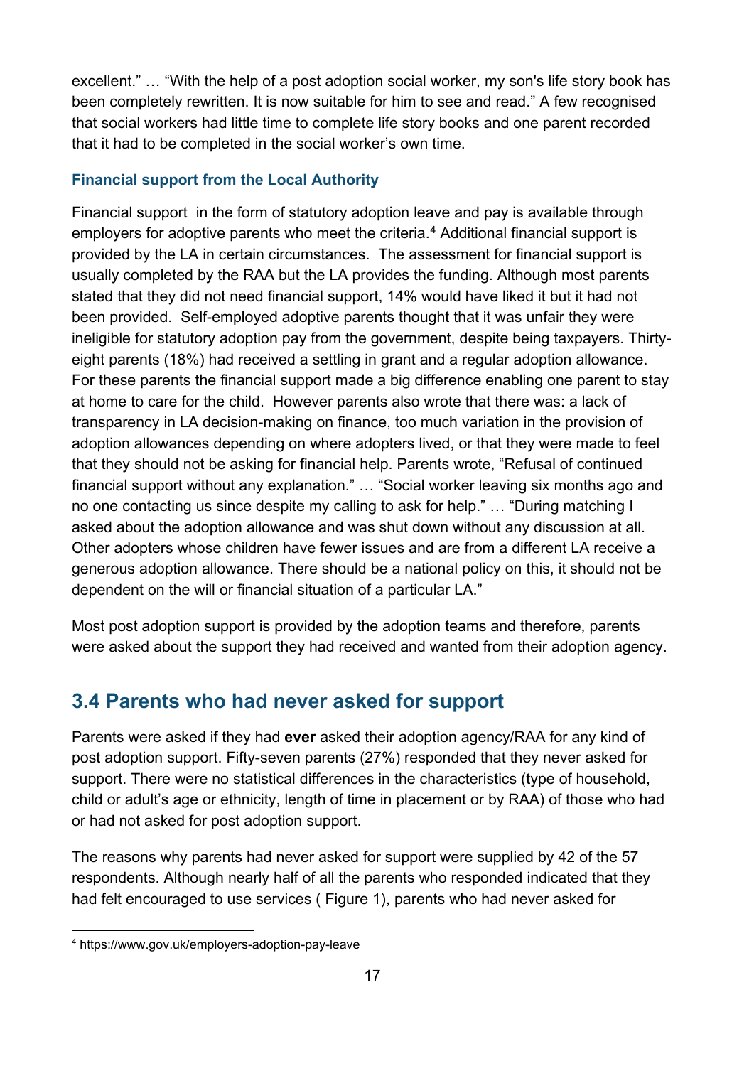excellent." … "With the help of a post adoption social worker, my son's life story book has been completely rewritten. It is now suitable for him to see and read." A few recognised that social workers had little time to complete life story books and one parent recorded that it had to be completed in the social worker's own time.

### Financial support from the Local Authority

Financial support in the form of statutory adoption leave and pay is available through employers for adoptive parents who meet the criteria.[4] Additional financial support is provided by the LA in certain circumstances. The assessment for financial support is usually completed by the RAA but the LA provides the funding. Although most parents stated that they did not need financial support, 14% would have liked it but it had not been provided. Self-employed adoptive parents thought that it was unfair they were ineligible for statutory adoption pay from the government, despite being taxpayers. Thirty-eight parents (18%) had received a settling in grant and a regular adoption allowance. For these parents the financial support made a big difference enabling one parent to stay at home to care for the child. However parents also wrote that there was: a lack of transparency in LA decision-making on finance, too much variation in the provision of adoption allowances depending on where adopters lived, or that they were made to feel that they should not be asking for financial help. Parents wrote, "Refusal of continued financial support without any explanation." … "Social worker leaving six months ago and no one contacting us since despite my calling to ask for help." … "During matching I asked about the adoption allowance and was shut down without any discussion at all. Other adopters whose children have fewer issues and are from a different LA receive a generous adoption allowance. There should be a national policy on this, it should not be dependent on the will or financial situation of a particular LA."

Most post adoption support is provided by the adoption teams and therefore, parents were asked about the support they had received and wanted from their adoption agency.

## 3.4 Parents who had never asked for support

Parents were asked if they had **ever** asked their adoption agency/RAA for any kind of post adoption support. Fifty-seven parents (27%) responded that they never asked for support. There were no statistical differences in the characteristics (type of household, child or adult's age or ethnicity, length of time in placement or by RAA) of those who had or had not asked for post adoption support.

The reasons why parents had never asked for support were supplied by 42 of the 57 respondents. Although nearly half of all the parents who responded indicated that they had felt encouraged to use services ( Figure 1), parents who had never asked for

[4] https://www.gov.uk/employers-adoption-pay-leave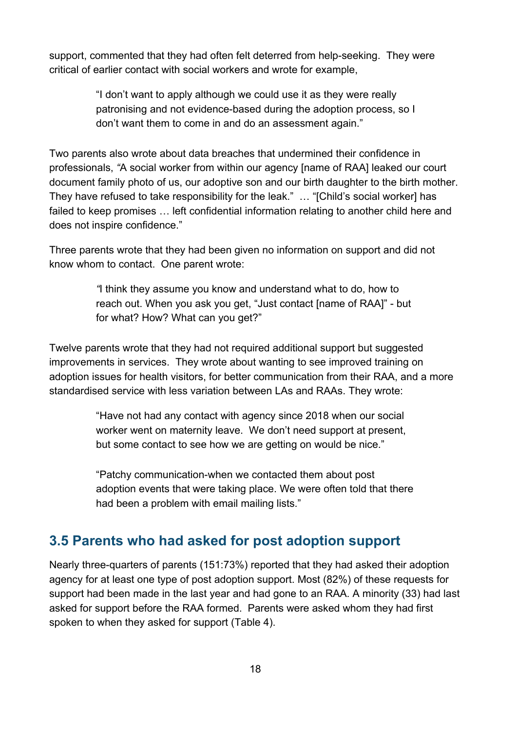support, commented that they had often felt deterred from help-seeking. They were critical of earlier contact with social workers and wrote for example,

> "I don't want to apply although we could use it as they were really patronising and not evidence-based during the adoption process, so I don't want them to come in and do an assessment again."

Two parents also wrote about data breaches that undermined their confidence in professionals, *"*A social worker from within our agency [name of RAA] leaked our court document family photo of us, our adoptive son and our birth daughter to the birth mother. They have refused to take responsibility for the leak." … "[Child's social worker] has failed to keep promises … left confidential information relating to another child here and does not inspire confidence."

Three parents wrote that they had been given no information on support and did not know whom to contact. One parent wrote:

> *"*I think they assume you know and understand what to do, how to reach out. When you ask you get, "Just contact [name of RAA]" - but for what? How? What can you get?"

Twelve parents wrote that they had not required additional support but suggested improvements in services. They wrote about wanting to see improved training on adoption issues for health visitors, for better communication from their RAA, and a more standardised service with less variation between LAs and RAAs. They wrote:

> "Have not had any contact with agency since 2018 when our social worker went on maternity leave. We don't need support at present, but some contact to see how we are getting on would be nice."

> "Patchy communication-when we contacted them about post adoption events that were taking place. We were often told that there had been a problem with email mailing lists."

## 3.5 Parents who had asked for post adoption support

Nearly three-quarters of parents (151:73%) reported that they had asked their adoption agency for at least one type of post adoption support. Most (82%) of these requests for support had been made in the last year and had gone to an RAA. A minority (33) had last asked for support before the RAA formed. Parents were asked whom they had first spoken to when they asked for support (Table 4).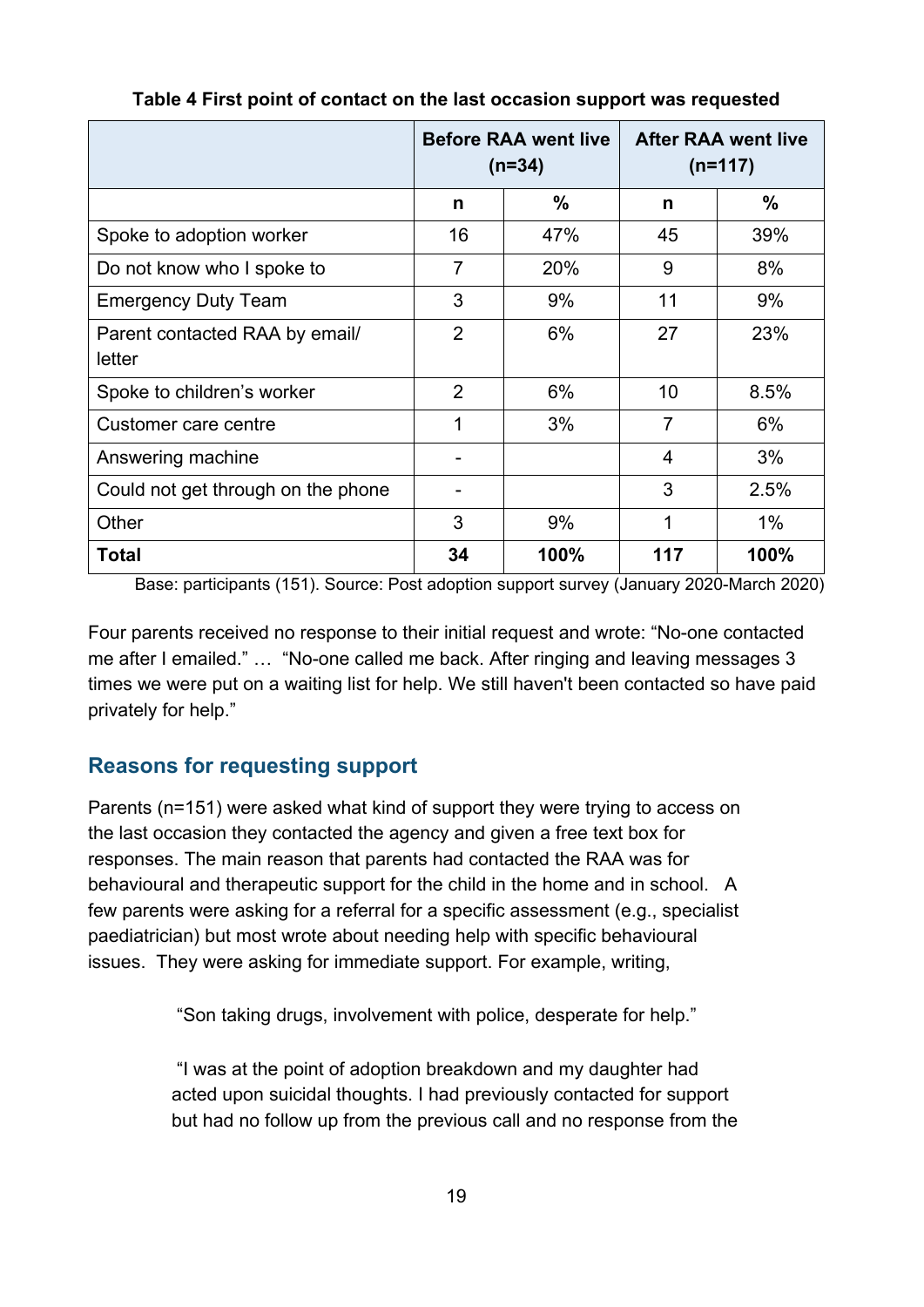**Table 4 First point of contact on the last occasion support was requested**

| | Before RAA went live (n=34) | | After RAA went live (n=117) | |
|---|---|---|---|---|
| | n | % | n | % |
| Spoke to adoption worker | 16 | 47% | 45 | 39% |
| Do not know who I spoke to | 7 | 20% | 9 | 8% |
| Emergency Duty Team | 3 | 9% | 11 | 9% |
| Parent contacted RAA by email/ letter | 2 | 6% | 27 | 23% |
| Spoke to children's worker | 2 | 6% | 10 | 8.5% |
| Customer care centre | 1 | 3% | 7 | 6% |
| Answering machine | - | | 4 | 3% |
| Could not get through on the phone | - | | 3 | 2.5% |
| Other | 3 | 9% | 1 | 1% |
| **Total** | **34** | **100%** | **117** | **100%** |

Base: participants (151). Source: Post adoption support survey (January 2020-March 2020)

Four parents received no response to their initial request and wrote: "No-one contacted me after I emailed." … "No-one called me back. After ringing and leaving messages 3 times we were put on a waiting list for help. We still haven't been contacted so have paid privately for help."

## Reasons for requesting support

Parents (n=151) were asked what kind of support they were trying to access on the last occasion they contacted the agency and given a free text box for responses. The main reason that parents had contacted the RAA was for behavioural and therapeutic support for the child in the home and in school. A few parents were asking for a referral for a specific assessment (e.g., specialist paediatrician) but most wrote about needing help with specific behavioural issues. They were asking for immediate support. For example, writing,

> "Son taking drugs, involvement with police, desperate for help."

> "I was at the point of adoption breakdown and my daughter had acted upon suicidal thoughts. I had previously contacted for support but had no follow up from the previous call and no response from the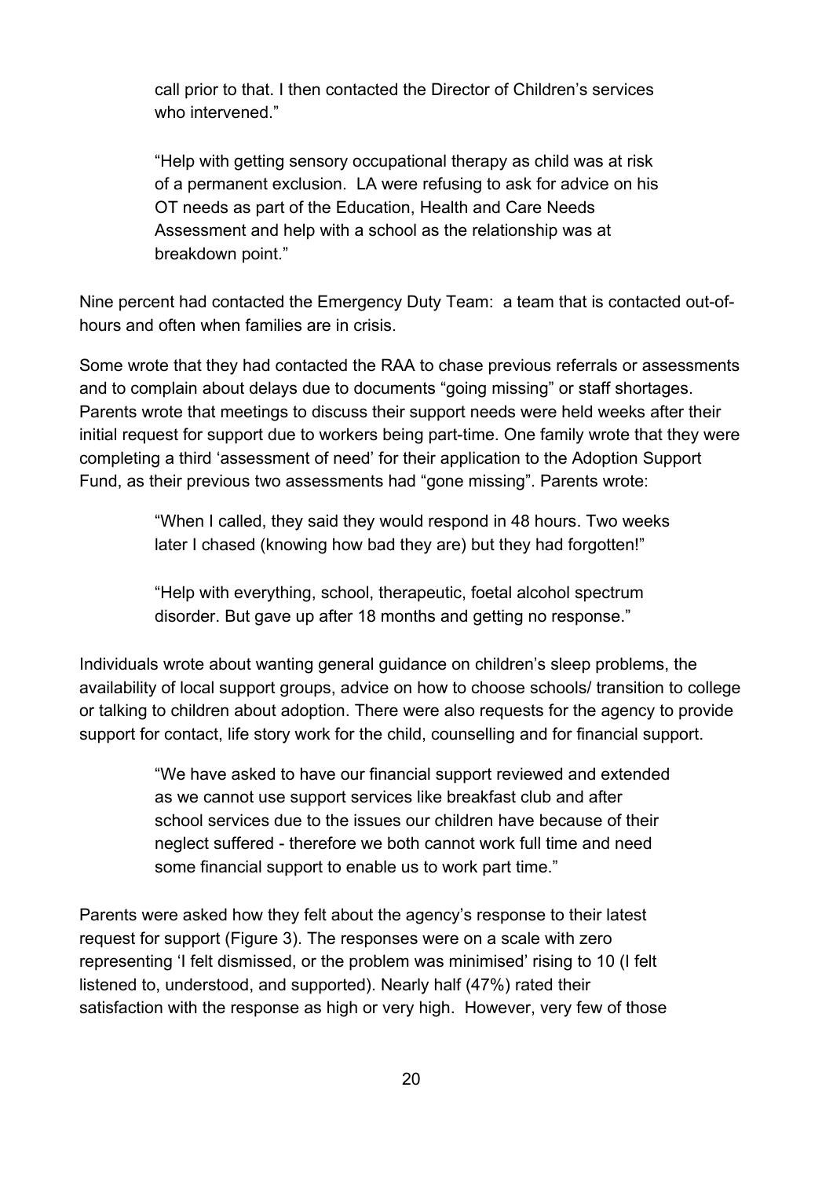> call prior to that. I then contacted the Director of Children's services who intervened."

> "Help with getting sensory occupational therapy as child was at risk of a permanent exclusion. LA were refusing to ask for advice on his OT needs as part of the Education, Health and Care Needs Assessment and help with a school as the relationship was at breakdown point."

Nine percent had contacted the Emergency Duty Team: a team that is contacted out-of-hours and often when families are in crisis.

Some wrote that they had contacted the RAA to chase previous referrals or assessments and to complain about delays due to documents "going missing" or staff shortages. Parents wrote that meetings to discuss their support needs were held weeks after their initial request for support due to workers being part-time. One family wrote that they were completing a third 'assessment of need' for their application to the Adoption Support Fund, as their previous two assessments had "gone missing". Parents wrote:

> "When I called, they said they would respond in 48 hours. Two weeks later I chased (knowing how bad they are) but they had forgotten!"

> "Help with everything, school, therapeutic, foetal alcohol spectrum disorder. But gave up after 18 months and getting no response."

Individuals wrote about wanting general guidance on children's sleep problems, the availability of local support groups, advice on how to choose schools/ transition to college or talking to children about adoption. There were also requests for the agency to provide support for contact, life story work for the child, counselling and for financial support.

> "We have asked to have our financial support reviewed and extended as we cannot use support services like breakfast club and after school services due to the issues our children have because of their neglect suffered - therefore we both cannot work full time and need some financial support to enable us to work part time."

Parents were asked how they felt about the agency's response to their latest request for support (Figure 3). The responses were on a scale with zero representing 'I felt dismissed, or the problem was minimised' rising to 10 (I felt listened to, understood, and supported). Nearly half (47%) rated their satisfaction with the response as high or very high. However, very few of those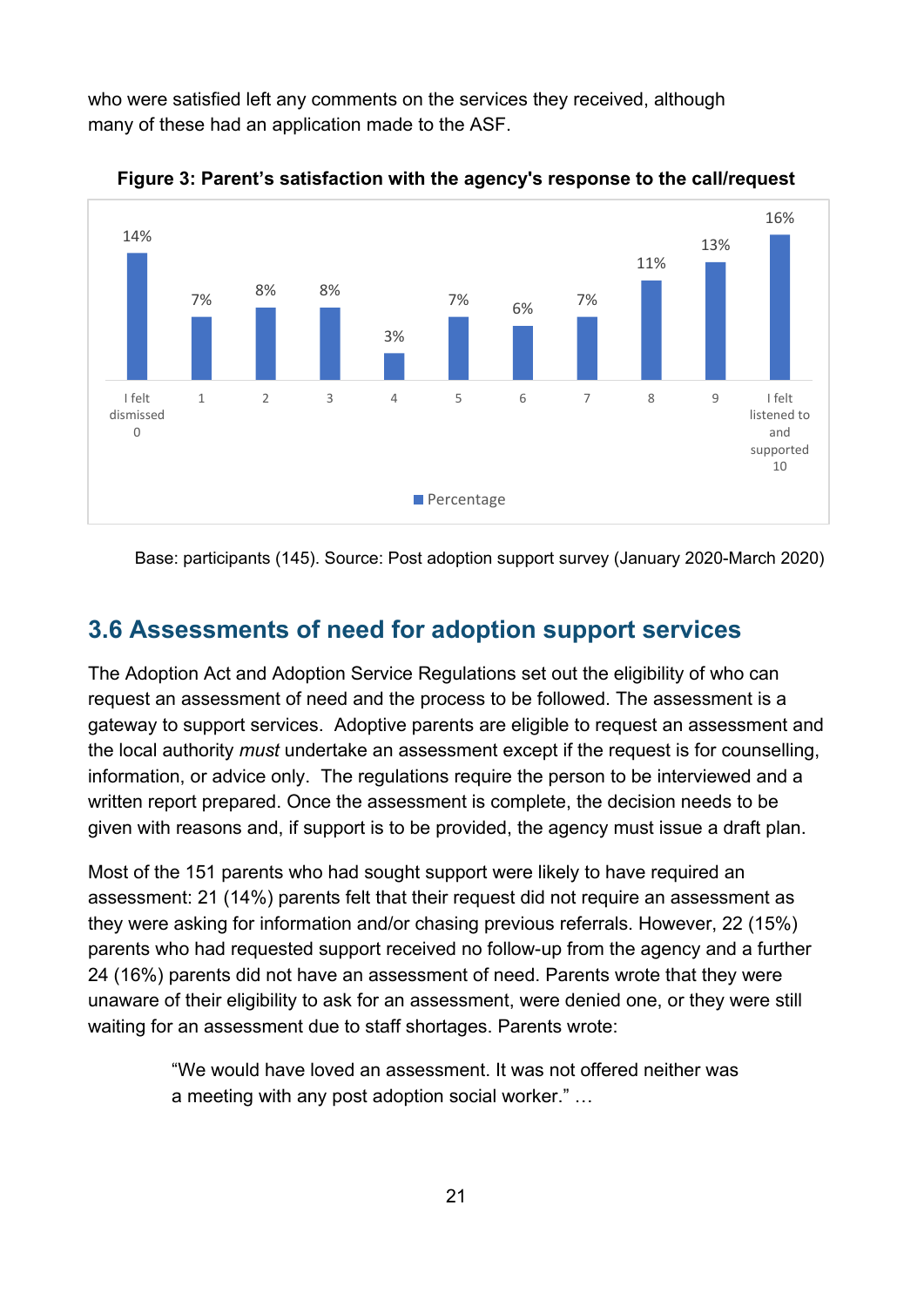who were satisfied left any comments on the services they received, although many of these had an application made to the ASF.

**Figure 3: Parent's satisfaction with the agency's response to the call/request**

| Rating | Percentage |
|---|---|
| I felt dismissed 0 | 14% |
| 1 | 7% |
| 2 | 8% |
| 3 | 8% |
| 4 | 3% |
| 5 | 7% |
| 6 | 6% |
| 7 | 7% |
| 8 | 11% |
| 9 | 13% |
| I felt listened to and supported 10 | 16% |

Base: participants (145). Source: Post adoption support survey (January 2020-March 2020)

## 3.6 Assessments of need for adoption support services

The Adoption Act and Adoption Service Regulations set out the eligibility of who can request an assessment of need and the process to be followed. The assessment is a gateway to support services. Adoptive parents are eligible to request an assessment and the local authority *must* undertake an assessment except if the request is for counselling, information, or advice only. The regulations require the person to be interviewed and a written report prepared. Once the assessment is complete, the decision needs to be given with reasons and, if support is to be provided, the agency must issue a draft plan.

Most of the 151 parents who had sought support were likely to have required an assessment: 21 (14%) parents felt that their request did not require an assessment as they were asking for information and/or chasing previous referrals. However, 22 (15%) parents who had requested support received no follow-up from the agency and a further 24 (16%) parents did not have an assessment of need. Parents wrote that they were unaware of their eligibility to ask for an assessment, were denied one, or they were still waiting for an assessment due to staff shortages. Parents wrote:

> "We would have loved an assessment. It was not offered neither was a meeting with any post adoption social worker." …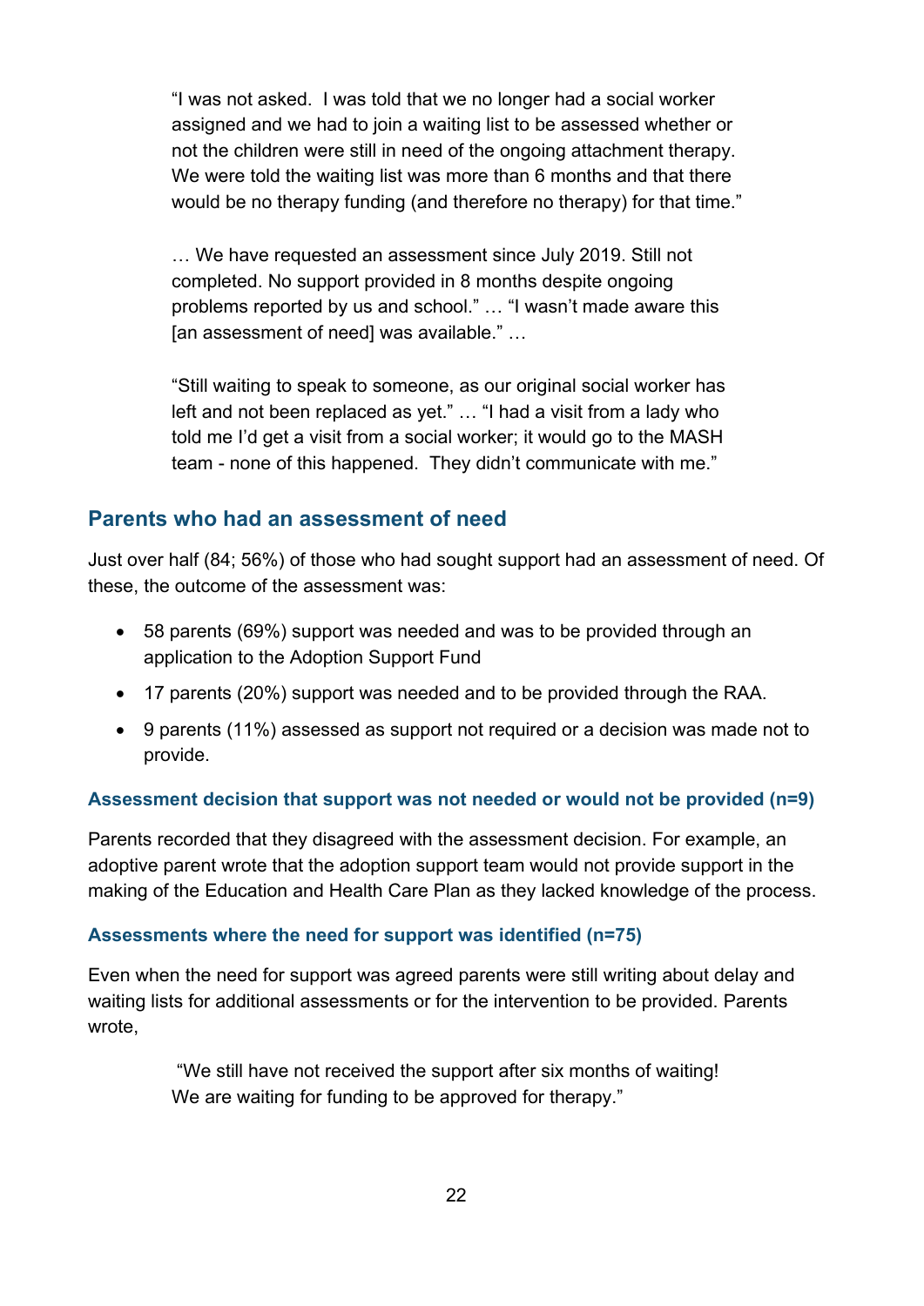> "I was not asked. I was told that we no longer had a social worker assigned and we had to join a waiting list to be assessed whether or not the children were still in need of the ongoing attachment therapy. We were told the waiting list was more than 6 months and that there would be no therapy funding (and therefore no therapy) for that time."
>
> … We have requested an assessment since July 2019. Still not completed. No support provided in 8 months despite ongoing problems reported by us and school." … "I wasn't made aware this [an assessment of need] was available." …
>
> "Still waiting to speak to someone, as our original social worker has left and not been replaced as yet." … "I had a visit from a lady who told me I'd get a visit from a social worker; it would go to the MASH team - none of this happened. They didn't communicate with me."

## Parents who had an assessment of need

Just over half (84; 56%) of those who had sought support had an assessment of need. Of these, the outcome of the assessment was:

- 58 parents (69%) support was needed and was to be provided through an application to the Adoption Support Fund
- 17 parents (20%) support was needed and to be provided through the RAA.
- 9 parents (11%) assessed as support not required or a decision was made not to provide.

### Assessment decision that support was not needed or would not be provided (n=9)

Parents recorded that they disagreed with the assessment decision. For example, an adoptive parent wrote that the adoption support team would not provide support in the making of the Education and Health Care Plan as they lacked knowledge of the process.

### Assessments where the need for support was identified (n=75)

Even when the need for support was agreed parents were still writing about delay and waiting lists for additional assessments or for the intervention to be provided. Parents wrote,

> "We still have not received the support after six months of waiting! We are waiting for funding to be approved for therapy."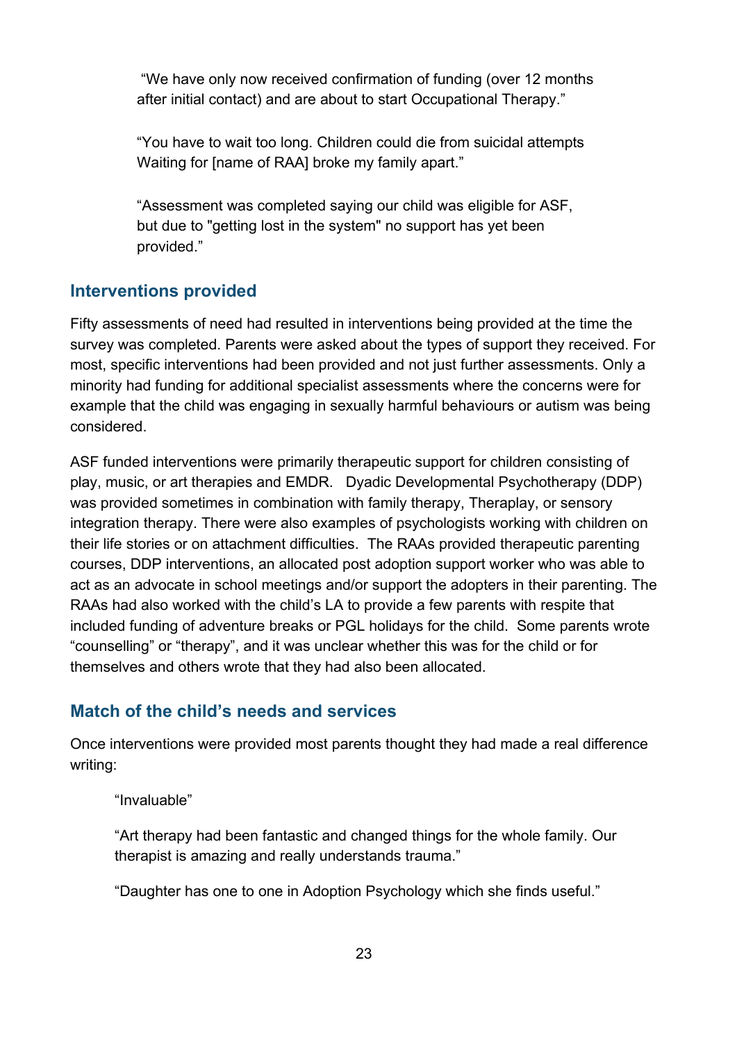> "We have only now received confirmation of funding (over 12 months after initial contact) and are about to start Occupational Therapy."
>
> "You have to wait too long. Children could die from suicidal attempts Waiting for [name of RAA] broke my family apart."
>
> "Assessment was completed saying our child was eligible for ASF, but due to "getting lost in the system" no support has yet been provided."

## Interventions provided

Fifty assessments of need had resulted in interventions being provided at the time the survey was completed. Parents were asked about the types of support they received. For most, specific interventions had been provided and not just further assessments. Only a minority had funding for additional specialist assessments where the concerns were for example that the child was engaging in sexually harmful behaviours or autism was being considered.

ASF funded interventions were primarily therapeutic support for children consisting of play, music, or art therapies and EMDR. Dyadic Developmental Psychotherapy (DDP) was provided sometimes in combination with family therapy, Theraplay, or sensory integration therapy. There were also examples of psychologists working with children on their life stories or on attachment difficulties. The RAAs provided therapeutic parenting courses, DDP interventions, an allocated post adoption support worker who was able to act as an advocate in school meetings and/or support the adopters in their parenting. The RAAs had also worked with the child's LA to provide a few parents with respite that included funding of adventure breaks or PGL holidays for the child. Some parents wrote "counselling" or "therapy", and it was unclear whether this was for the child or for themselves and others wrote that they had also been allocated.

## Match of the child's needs and services

Once interventions were provided most parents thought they had made a real difference writing:

> "Invaluable"
>
> "Art therapy had been fantastic and changed things for the whole family. Our therapist is amazing and really understands trauma."
>
> "Daughter has one to one in Adoption Psychology which she finds useful."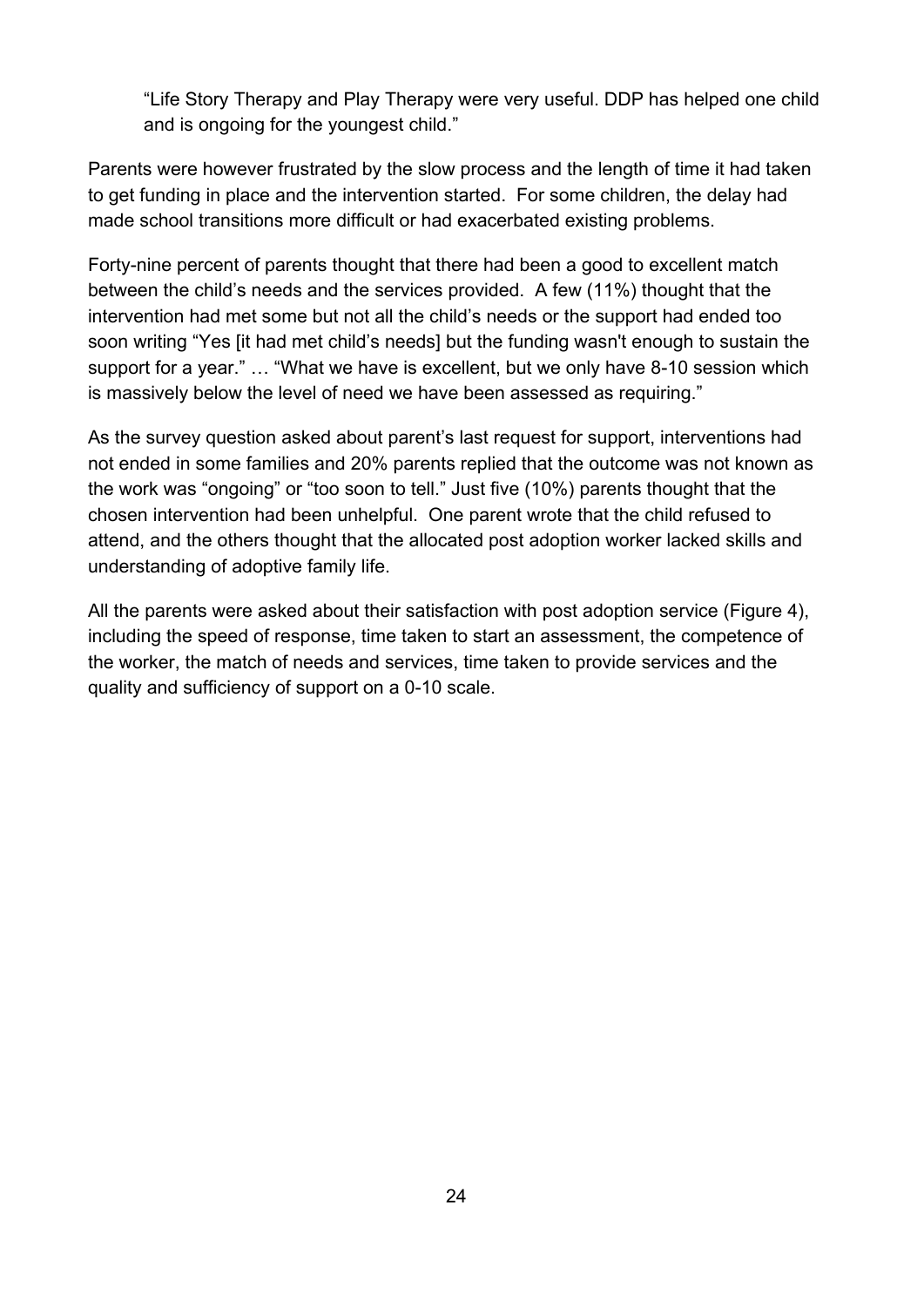> "Life Story Therapy and Play Therapy were very useful. DDP has helped one child and is ongoing for the youngest child."

Parents were however frustrated by the slow process and the length of time it had taken to get funding in place and the intervention started. For some children, the delay had made school transitions more difficult or had exacerbated existing problems.

Forty-nine percent of parents thought that there had been a good to excellent match between the child's needs and the services provided. A few (11%) thought that the intervention had met some but not all the child's needs or the support had ended too soon writing "Yes [it had met child's needs] but the funding wasn't enough to sustain the support for a year." … "What we have is excellent, but we only have 8-10 session which is massively below the level of need we have been assessed as requiring."

As the survey question asked about parent's last request for support, interventions had not ended in some families and 20% parents replied that the outcome was not known as the work was "ongoing" or "too soon to tell." Just five (10%) parents thought that the chosen intervention had been unhelpful. One parent wrote that the child refused to attend, and the others thought that the allocated post adoption worker lacked skills and understanding of adoptive family life.

All the parents were asked about their satisfaction with post adoption service (Figure 4), including the speed of response, time taken to start an assessment, the competence of the worker, the match of needs and services, time taken to provide services and the quality and sufficiency of support on a 0-10 scale.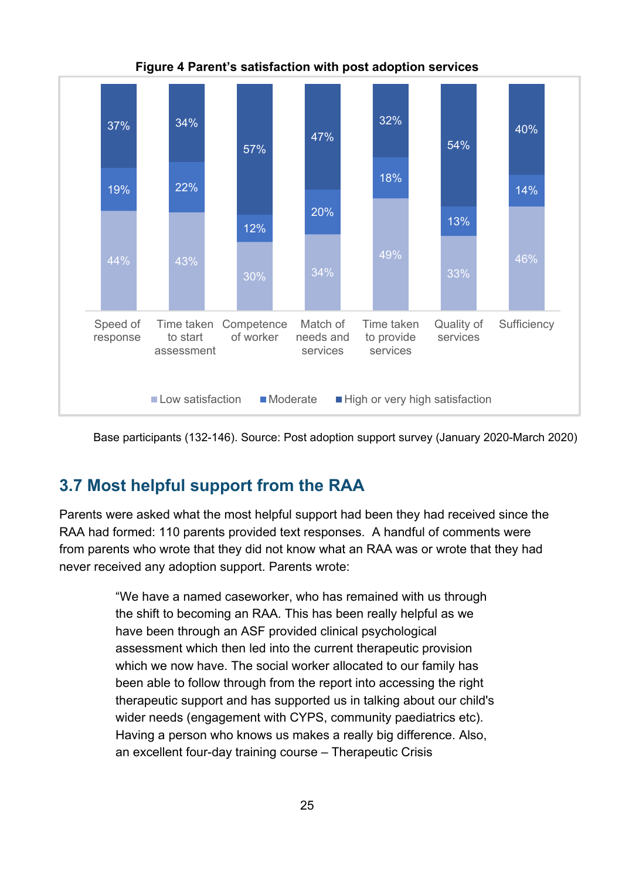**Figure 4 Parent's satisfaction with post adoption services**

| | Speed of response | Time taken to start assessment | Competence of worker | Match of needs and services | Time taken to provide services | Quality of services | Sufficiency |
|---|---|---|---|---|---|---|---|
| Low satisfaction | 44% | 43% | 30% | 34% | 49% | 33% | 46% |
| Moderate | 19% | 22% | 12% | 20% | 18% | 13% | 14% |
| High or very high satisfaction | 37% | 34% | 57% | 47% | 32% | 54% | 40% |

Base participants (132-146). Source: Post adoption support survey (January 2020-March 2020)

## 3.7 Most helpful support from the RAA

Parents were asked what the most helpful support had been they had received since the RAA had formed: 110 parents provided text responses. A handful of comments were from parents who wrote that they did not know what an RAA was or wrote that they had never received any adoption support. Parents wrote:

> "We have a named caseworker, who has remained with us through the shift to becoming an RAA. This has been really helpful as we have been through an ASF provided clinical psychological assessment which then led into the current therapeutic provision which we now have. The social worker allocated to our family has been able to follow through from the report into accessing the right therapeutic support and has supported us in talking about our child's wider needs (engagement with CYPS, community paediatrics etc). Having a person who knows us makes a really big difference. Also, an excellent four-day training course – Therapeutic Crisis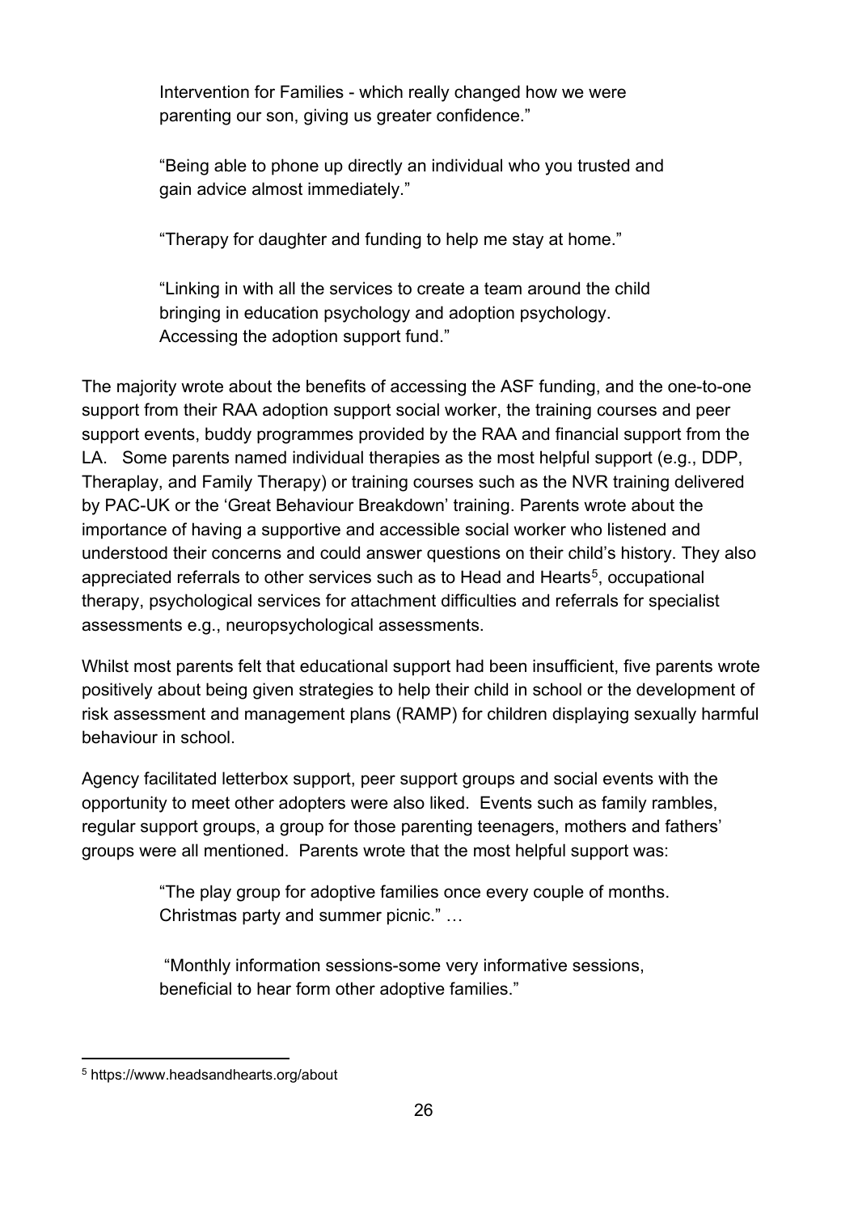> Intervention for Families - which really changed how we were parenting our son, giving us greater confidence."
>
> "Being able to phone up directly an individual who you trusted and gain advice almost immediately."
>
> "Therapy for daughter and funding to help me stay at home."
>
> "Linking in with all the services to create a team around the child bringing in education psychology and adoption psychology. Accessing the adoption support fund."

The majority wrote about the benefits of accessing the ASF funding, and the one-to-one support from their RAA adoption support social worker, the training courses and peer support events, buddy programmes provided by the RAA and financial support from the LA. Some parents named individual therapies as the most helpful support (e.g., DDP, Theraplay, and Family Therapy) or training courses such as the NVR training delivered by PAC-UK or the 'Great Behaviour Breakdown' training. Parents wrote about the importance of having a supportive and accessible social worker who listened and understood their concerns and could answer questions on their child's history. They also appreciated referrals to other services such as to Head and Hearts[5], occupational therapy, psychological services for attachment difficulties and referrals for specialist assessments e.g., neuropsychological assessments.

Whilst most parents felt that educational support had been insufficient, five parents wrote positively about being given strategies to help their child in school or the development of risk assessment and management plans (RAMP) for children displaying sexually harmful behaviour in school.

Agency facilitated letterbox support, peer support groups and social events with the opportunity to meet other adopters were also liked. Events such as family rambles, regular support groups, a group for those parenting teenagers, mothers and fathers' groups were all mentioned. Parents wrote that the most helpful support was:

> "The play group for adoptive families once every couple of months. Christmas party and summer picnic." …
>
> "Monthly information sessions-some very informative sessions, beneficial to hear form other adoptive families."

[5] https://www.headsandhearts.org/about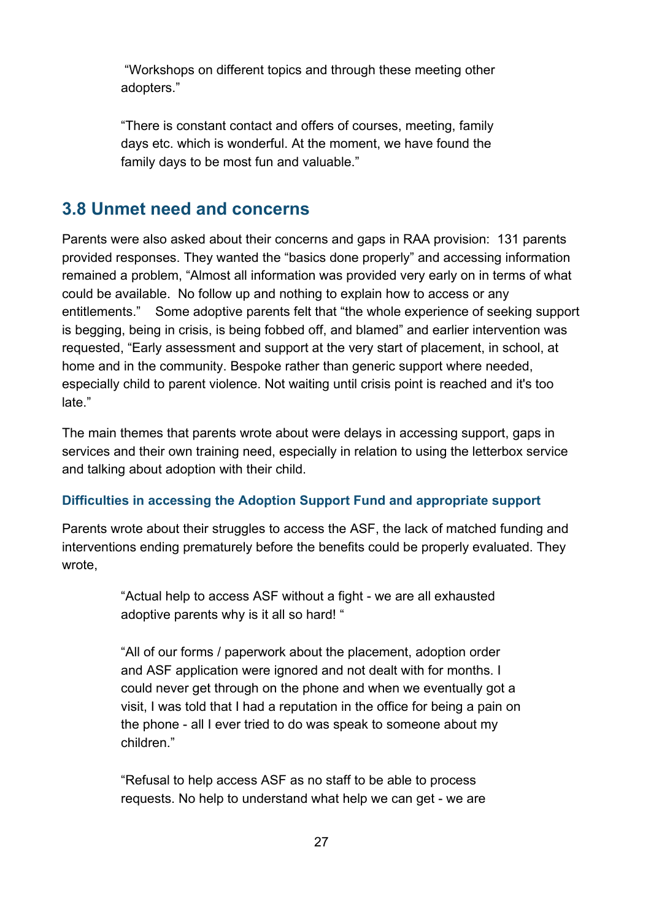> “Workshops on different topics and through these meeting other adopters.”
>
> “There is constant contact and offers of courses, meeting, family days etc. which is wonderful. At the moment, we have found the family days to be most fun and valuable.”

## 3.8 Unmet need and concerns

Parents were also asked about their concerns and gaps in RAA provision: 131 parents provided responses. They wanted the “basics done properly” and accessing information remained a problem, “Almost all information was provided very early on in terms of what could be available. No follow up and nothing to explain how to access or any entitlements.” Some adoptive parents felt that “the whole experience of seeking support is begging, being in crisis, is being fobbed off, and blamed” and earlier intervention was requested, “Early assessment and support at the very start of placement, in school, at home and in the community. Bespoke rather than generic support where needed, especially child to parent violence. Not waiting until crisis point is reached and it's too late.”

The main themes that parents wrote about were delays in accessing support, gaps in services and their own training need, especially in relation to using the letterbox service and talking about adoption with their child.

### Difficulties in accessing the Adoption Support Fund and appropriate support

Parents wrote about their struggles to access the ASF, the lack of matched funding and interventions ending prematurely before the benefits could be properly evaluated. They wrote,

> “Actual help to access ASF without a fight - we are all exhausted adoptive parents why is it all so hard! “
>
> “All of our forms / paperwork about the placement, adoption order and ASF application were ignored and not dealt with for months. I could never get through on the phone and when we eventually got a visit, I was told that I had a reputation in the office for being a pain on the phone - all I ever tried to do was speak to someone about my children.”
>
> “Refusal to help access ASF as no staff to be able to process requests. No help to understand what help we can get - we are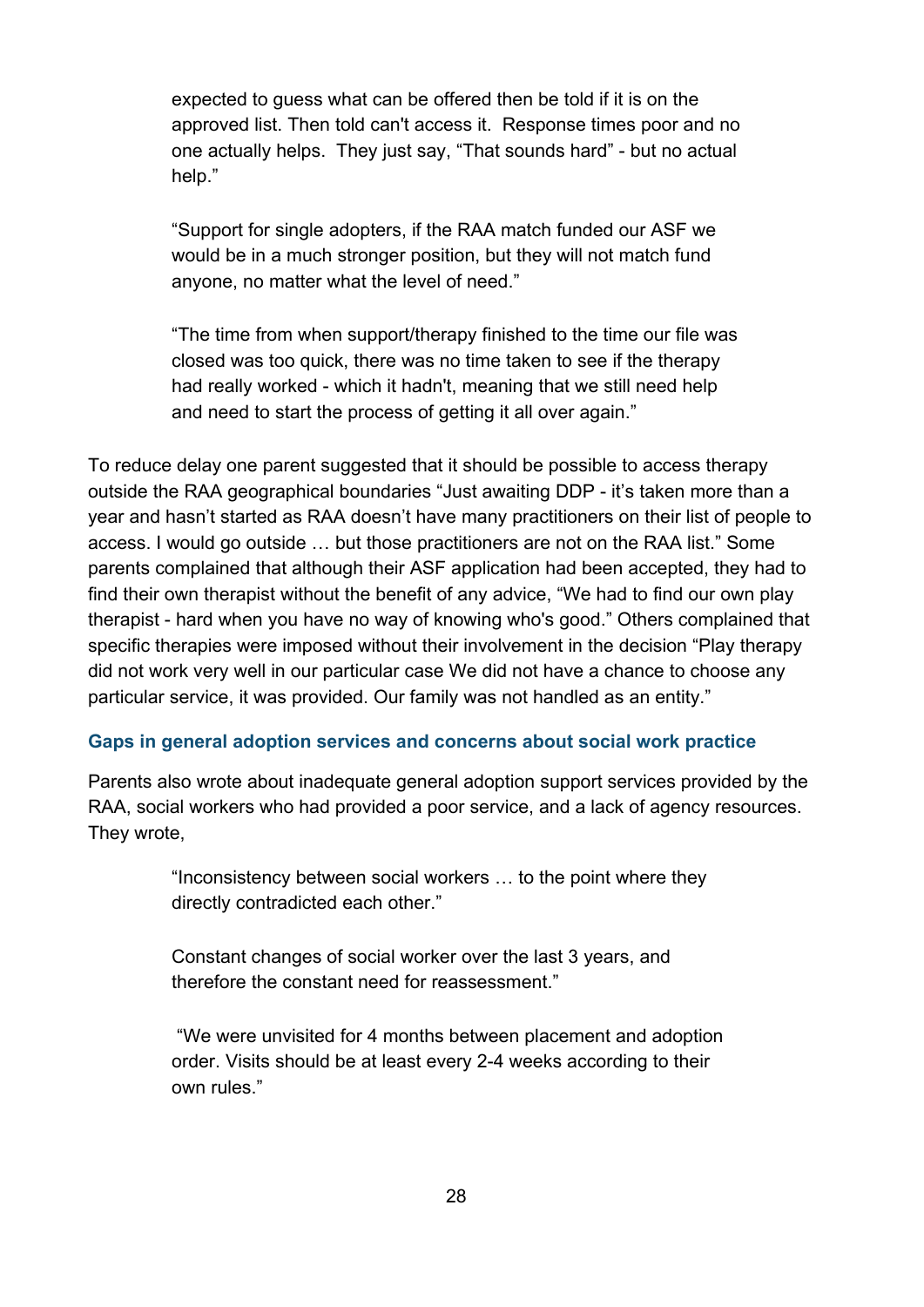> expected to guess what can be offered then be told if it is on the approved list. Then told can't access it.  Response times poor and no one actually helps.  They just say, "That sounds hard" - but no actual help."
>
> "Support for single adopters, if the RAA match funded our ASF we would be in a much stronger position, but they will not match fund anyone, no matter what the level of need."
>
> "The time from when support/therapy finished to the time our file was closed was too quick, there was no time taken to see if the therapy had really worked - which it hadn't, meaning that we still need help and need to start the process of getting it all over again."

To reduce delay one parent suggested that it should be possible to access therapy outside the RAA geographical boundaries "Just awaiting DDP - it's taken more than a year and hasn't started as RAA doesn't have many practitioners on their list of people to access. I would go outside … but those practitioners are not on the RAA list." Some parents complained that although their ASF application had been accepted, they had to find their own therapist without the benefit of any advice, "We had to find our own play therapist - hard when you have no way of knowing who's good." Others complained that specific therapies were imposed without their involvement in the decision "Play therapy did not work very well in our particular case We did not have a chance to choose any particular service, it was provided. Our family was not handled as an entity."

### Gaps in general adoption services and concerns about social work practice

Parents also wrote about inadequate general adoption support services provided by the RAA, social workers who had provided a poor service, and a lack of agency resources. They wrote,

> "Inconsistency between social workers … to the point where they directly contradicted each other."
>
> Constant changes of social worker over the last 3 years, and therefore the constant need for reassessment."
>
> "We were unvisited for 4 months between placement and adoption order. Visits should be at least every 2-4 weeks according to their own rules."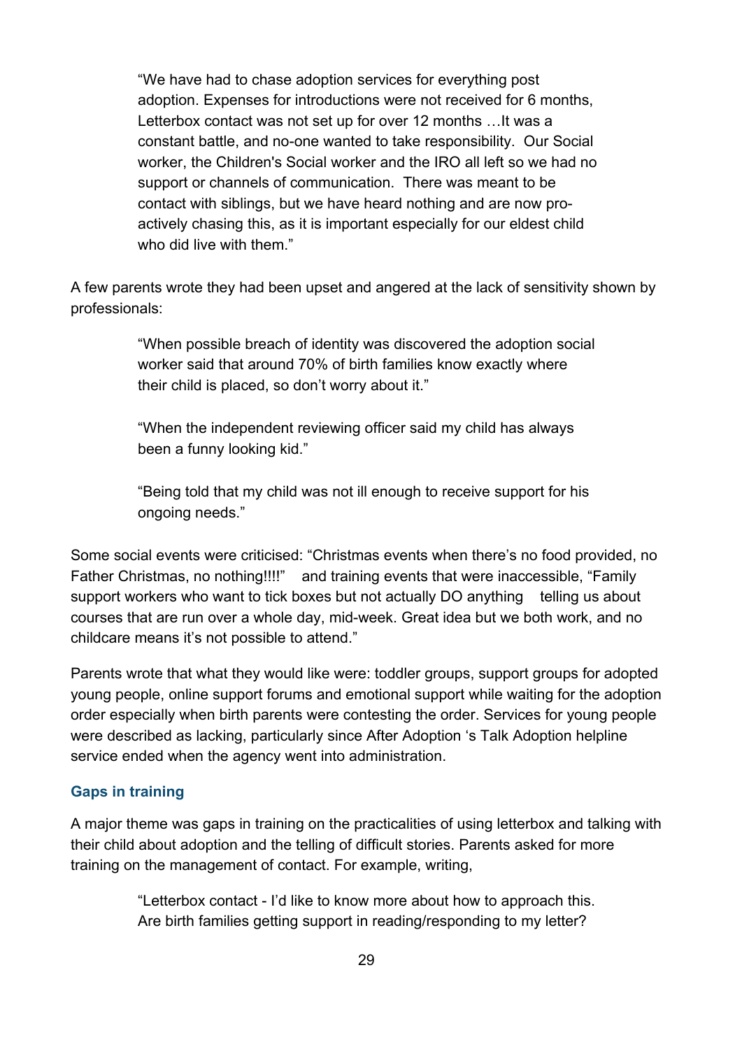> "We have had to chase adoption services for everything post adoption. Expenses for introductions were not received for 6 months, Letterbox contact was not set up for over 12 months …It was a constant battle, and no-one wanted to take responsibility. Our Social worker, the Children's Social worker and the IRO all left so we had no support or channels of communication. There was meant to be contact with siblings, but we have heard nothing and are now pro-actively chasing this, as it is important especially for our eldest child who did live with them."

A few parents wrote they had been upset and angered at the lack of sensitivity shown by professionals:

> "When possible breach of identity was discovered the adoption social worker said that around 70% of birth families know exactly where their child is placed, so don't worry about it."

> "When the independent reviewing officer said my child has always been a funny looking kid."

> "Being told that my child was not ill enough to receive support for his ongoing needs."

Some social events were criticised: "Christmas events when there's no food provided, no Father Christmas, no nothing!!!!" and training events that were inaccessible, "Family support workers who want to tick boxes but not actually DO anything telling us about courses that are run over a whole day, mid-week. Great idea but we both work, and no childcare means it's not possible to attend."

Parents wrote that what they would like were: toddler groups, support groups for adopted young people, online support forums and emotional support while waiting for the adoption order especially when birth parents were contesting the order. Services for young people were described as lacking, particularly since After Adoption 's Talk Adoption helpline service ended when the agency went into administration.

### Gaps in training

A major theme was gaps in training on the practicalities of using letterbox and talking with their child about adoption and the telling of difficult stories. Parents asked for more training on the management of contact. For example, writing,

> "Letterbox contact - I'd like to know more about how to approach this. Are birth families getting support in reading/responding to my letter?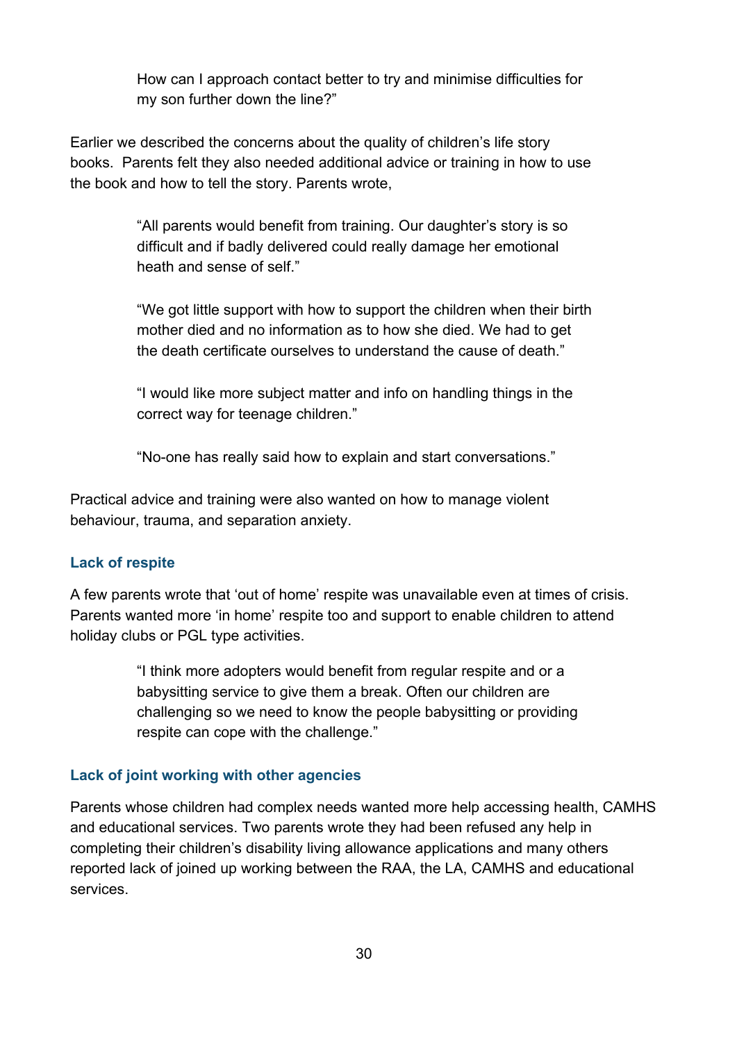> How can I approach contact better to try and minimise difficulties for my son further down the line?"

Earlier we described the concerns about the quality of children's life story books. Parents felt they also needed additional advice or training in how to use the book and how to tell the story. Parents wrote,

> "All parents would benefit from training. Our daughter's story is so difficult and if badly delivered could really damage her emotional heath and sense of self."

> "We got little support with how to support the children when their birth mother died and no information as to how she died. We had to get the death certificate ourselves to understand the cause of death."

> "I would like more subject matter and info on handling things in the correct way for teenage children."

> "No-one has really said how to explain and start conversations."

Practical advice and training were also wanted on how to manage violent behaviour, trauma, and separation anxiety.

### Lack of respite

A few parents wrote that 'out of home' respite was unavailable even at times of crisis. Parents wanted more 'in home' respite too and support to enable children to attend holiday clubs or PGL type activities.

> "I think more adopters would benefit from regular respite and or a babysitting service to give them a break. Often our children are challenging so we need to know the people babysitting or providing respite can cope with the challenge."

### Lack of joint working with other agencies

Parents whose children had complex needs wanted more help accessing health, CAMHS and educational services. Two parents wrote they had been refused any help in completing their children's disability living allowance applications and many others reported lack of joined up working between the RAA, the LA, CAMHS and educational services.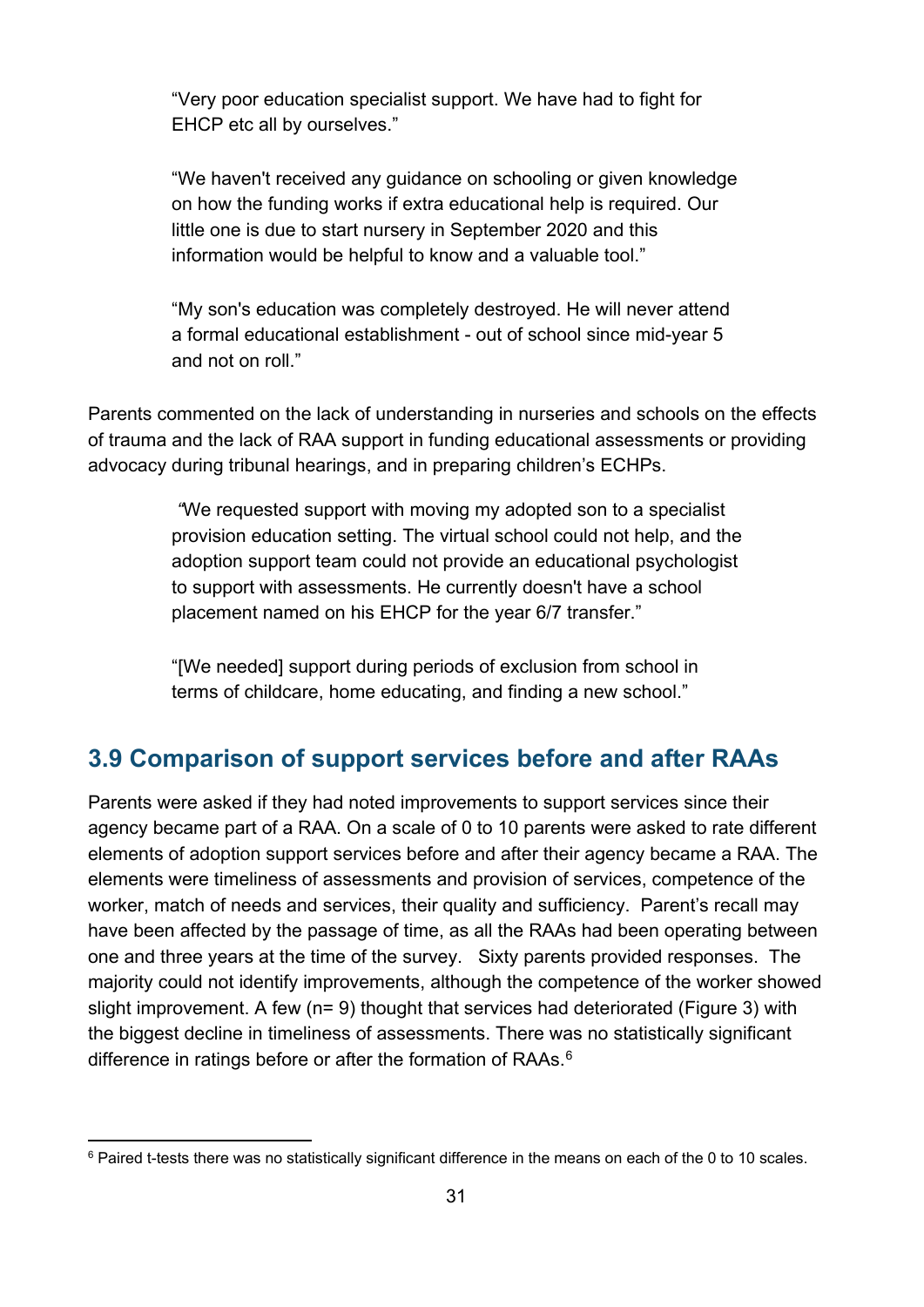> "Very poor education specialist support. We have had to fight for EHCP etc all by ourselves."

> "We haven't received any guidance on schooling or given knowledge on how the funding works if extra educational help is required. Our little one is due to start nursery in September 2020 and this information would be helpful to know and a valuable tool."

> "My son's education was completely destroyed. He will never attend a formal educational establishment - out of school since mid-year 5 and not on roll."

Parents commented on the lack of understanding in nurseries and schools on the effects of trauma and the lack of RAA support in funding educational assessments or providing advocacy during tribunal hearings, and in preparing children's ECHPs.

> "We requested support with moving my adopted son to a specialist provision education setting. The virtual school could not help, and the adoption support team could not provide an educational psychologist to support with assessments. He currently doesn't have a school placement named on his EHCP for the year 6/7 transfer."

> "[We needed] support during periods of exclusion from school in terms of childcare, home educating, and finding a new school."

## 3.9 Comparison of support services before and after RAAs

Parents were asked if they had noted improvements to support services since their agency became part of a RAA. On a scale of 0 to 10 parents were asked to rate different elements of adoption support services before and after their agency became a RAA. The elements were timeliness of assessments and provision of services, competence of the worker, match of needs and services, their quality and sufficiency. Parent's recall may have been affected by the passage of time, as all the RAAs had been operating between one and three years at the time of the survey. Sixty parents provided responses. The majority could not identify improvements, although the competence of the worker showed slight improvement. A few (n= 9) thought that services had deteriorated (Figure 3) with the biggest decline in timeliness of assessments. There was no statistically significant difference in ratings before or after the formation of RAAs.[6]

---

[6] Paired t-tests there was no statistically significant difference in the means on each of the 0 to 10 scales.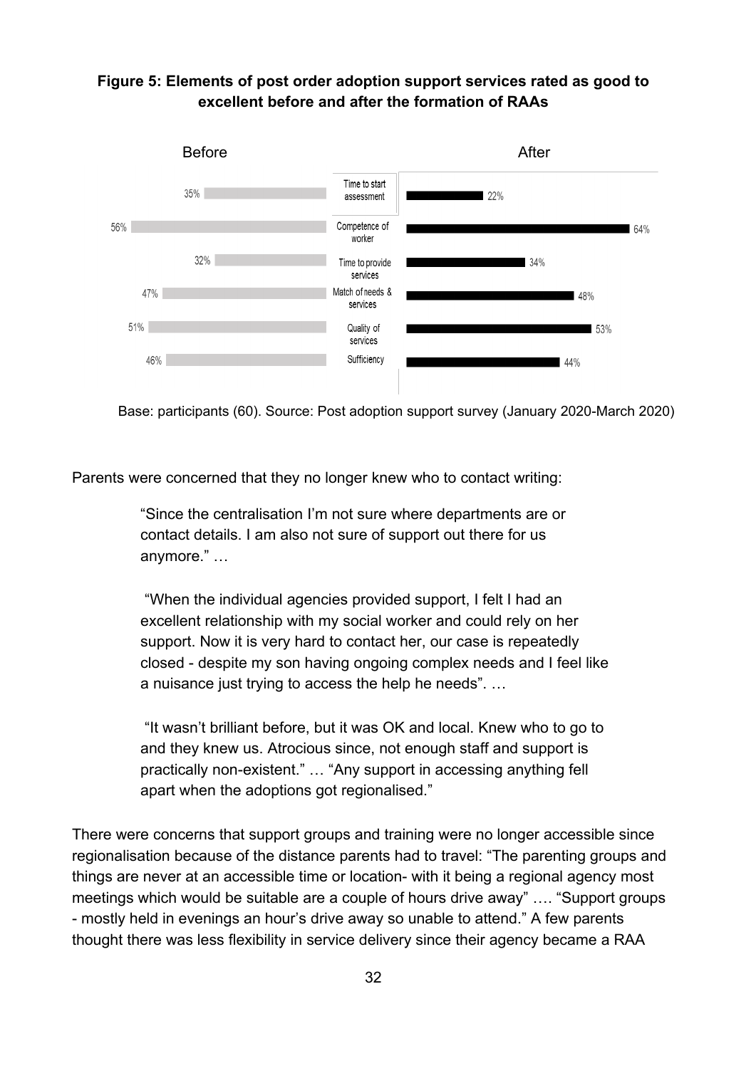**Figure 5: Elements of post order adoption support services rated as good to excellent before and after the formation of RAAs**

| | Before | After |
|---|---|---|
| Time to start assessment | 35% | 22% |
| Competence of worker | 56% | 64% |
| Time to provide services | 32% | 34% |
| Match of needs & services | 47% | 48% |
| Quality of services | 51% | 53% |
| Sufficiency | 46% | 44% |

Base: participants (60). Source: Post adoption support survey (January 2020-March 2020)

Parents were concerned that they no longer knew who to contact writing:

> "Since the centralisation I'm not sure where departments are or contact details. I am also not sure of support out there for us anymore." …
>
> "When the individual agencies provided support, I felt I had an excellent relationship with my social worker and could rely on her support. Now it is very hard to contact her, our case is repeatedly closed - despite my son having ongoing complex needs and I feel like a nuisance just trying to access the help he needs". …
>
> "It wasn't brilliant before, but it was OK and local. Knew who to go to and they knew us. Atrocious since, not enough staff and support is practically non-existent." … "Any support in accessing anything fell apart when the adoptions got regionalised."

There were concerns that support groups and training were no longer accessible since regionalisation because of the distance parents had to travel: "The parenting groups and things are never at an accessible time or location- with it being a regional agency most meetings which would be suitable are a couple of hours drive away" …. "Support groups - mostly held in evenings an hour's drive away so unable to attend." A few parents thought there was less flexibility in service delivery since their agency became a RAA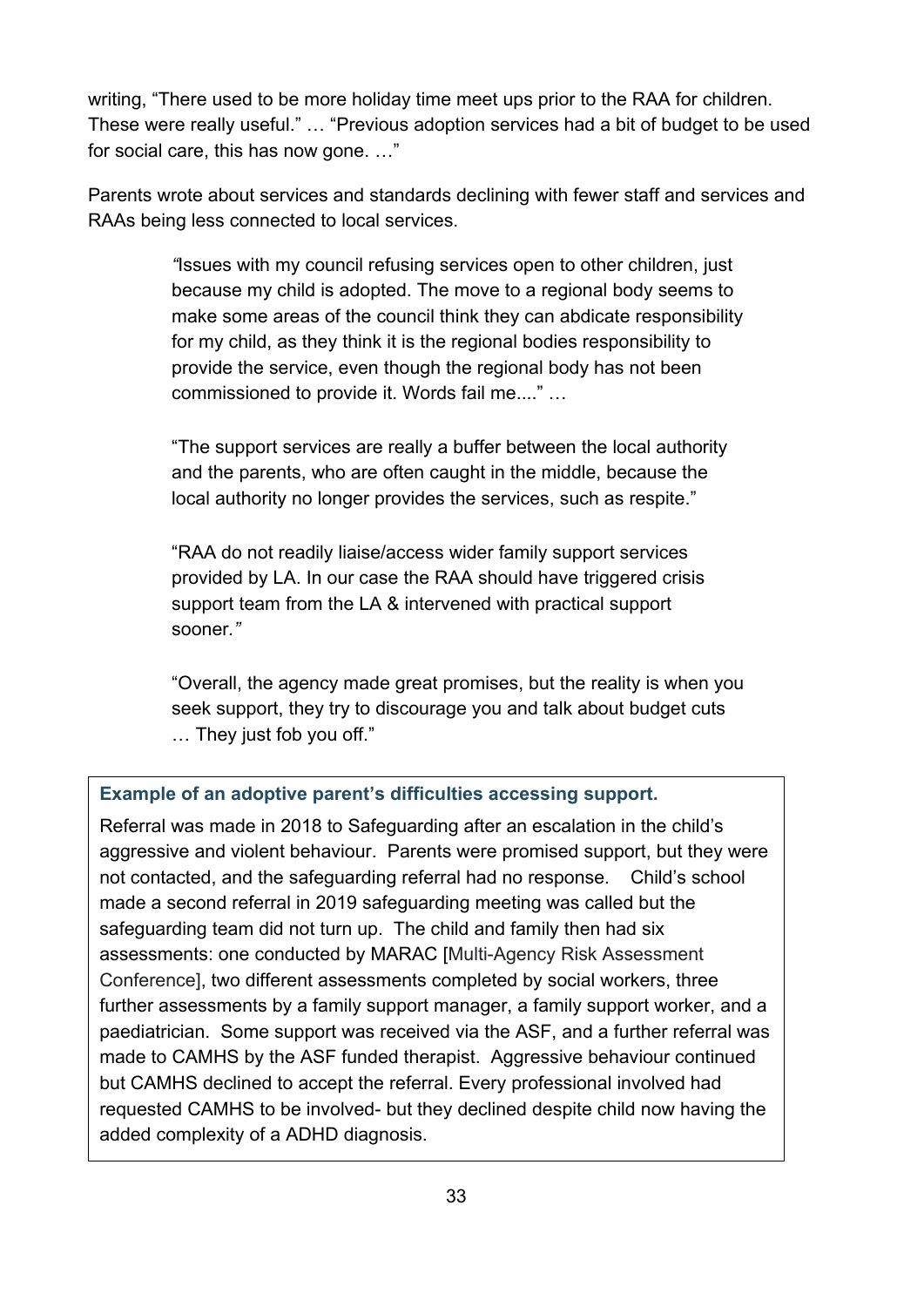writing, "There used to be more holiday time meet ups prior to the RAA for children. These were really useful." … "Previous adoption services had a bit of budget to be used for social care, this has now gone. …"

Parents wrote about services and standards declining with fewer staff and services and RAAs being less connected to local services.

> "Issues with my council refusing services open to other children, just because my child is adopted. The move to a regional body seems to make some areas of the council think they can abdicate responsibility for my child, as they think it is the regional bodies responsibility to provide the service, even though the regional body has not been commissioned to provide it. Words fail me...." …
>
> "The support services are really a buffer between the local authority and the parents, who are often caught in the middle, because the local authority no longer provides the services, such as respite."
>
> "RAA do not readily liaise/access wider family support services provided by LA. In our case the RAA should have triggered crisis support team from the LA & intervened with practical support sooner."
>
> "Overall, the agency made great promises, but the reality is when you seek support, they try to discourage you and talk about budget cuts … They just fob you off."

**Example of an adoptive parent's difficulties accessing support.**

Referral was made in 2018 to Safeguarding after an escalation in the child's aggressive and violent behaviour. Parents were promised support, but they were not contacted, and the safeguarding referral had no response. Child's school made a second referral in 2019 safeguarding meeting was called but the safeguarding team did not turn up. The child and family then had six assessments: one conducted by MARAC [Multi-Agency Risk Assessment Conference], two different assessments completed by social workers, three further assessments by a family support manager, a family support worker, and a paediatrician. Some support was received via the ASF, and a further referral was made to CAMHS by the ASF funded therapist. Aggressive behaviour continued but CAMHS declined to accept the referral. Every professional involved had requested CAMHS to be involved- but they declined despite child now having the added complexity of a ADHD diagnosis.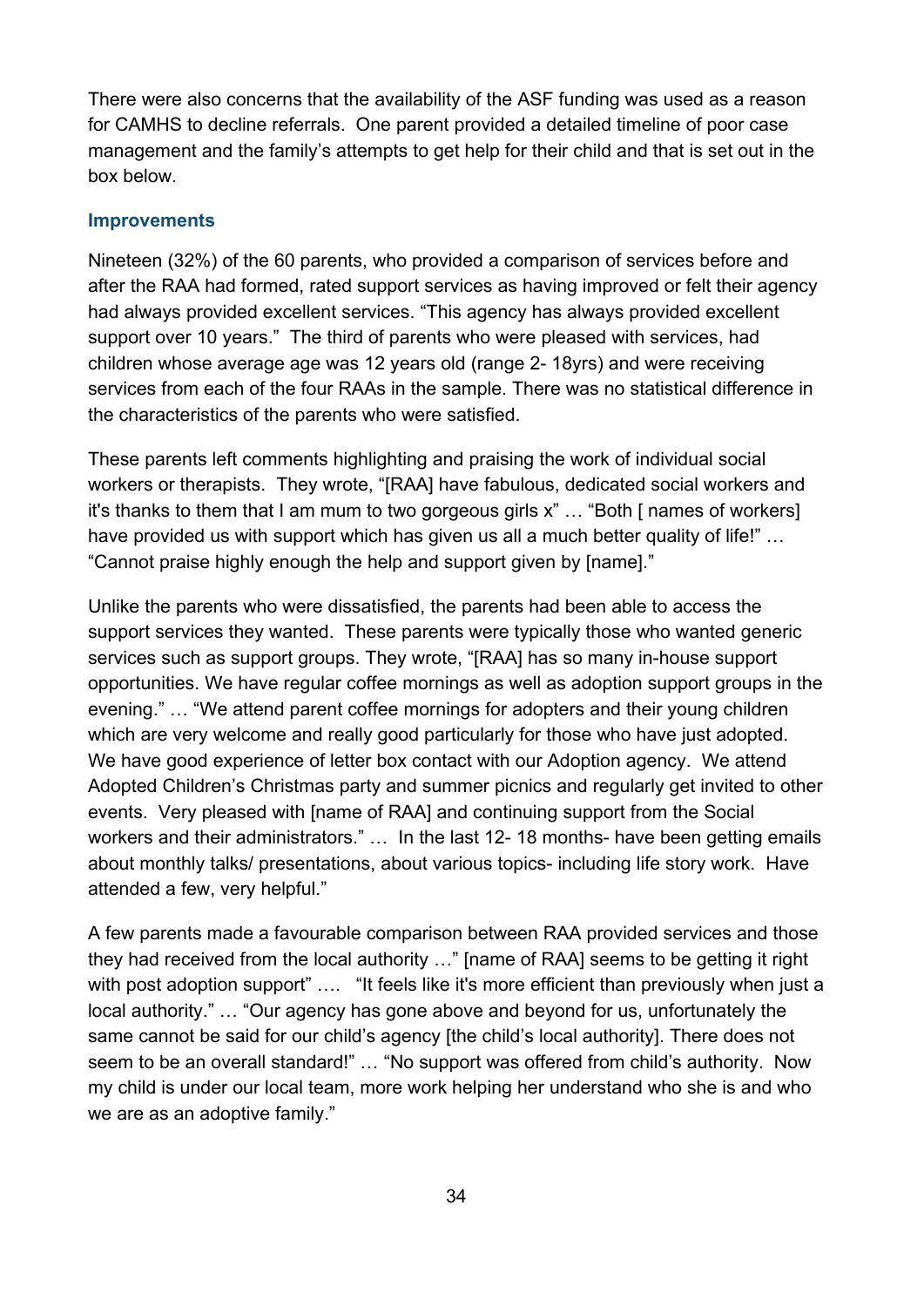There were also concerns that the availability of the ASF funding was used as a reason for CAMHS to decline referrals. One parent provided a detailed timeline of poor case management and the family's attempts to get help for their child and that is set out in the box below.

### Improvements

Nineteen (32%) of the 60 parents, who provided a comparison of services before and after the RAA had formed, rated support services as having improved or felt their agency had always provided excellent services. "This agency has always provided excellent support over 10 years." The third of parents who were pleased with services, had children whose average age was 12 years old (range 2- 18yrs) and were receiving services from each of the four RAAs in the sample. There was no statistical difference in the characteristics of the parents who were satisfied.

These parents left comments highlighting and praising the work of individual social workers or therapists. They wrote, "[RAA] have fabulous, dedicated social workers and it's thanks to them that I am mum to two gorgeous girls x" … "Both [ names of workers] have provided us with support which has given us all a much better quality of life!" … "Cannot praise highly enough the help and support given by [name]."

Unlike the parents who were dissatisfied, the parents had been able to access the support services they wanted. These parents were typically those who wanted generic services such as support groups. They wrote, "[RAA] has so many in-house support opportunities. We have regular coffee mornings as well as adoption support groups in the evening." … "We attend parent coffee mornings for adopters and their young children which are very welcome and really good particularly for those who have just adopted. We have good experience of letter box contact with our Adoption agency. We attend Adopted Children's Christmas party and summer picnics and regularly get invited to other events. Very pleased with [name of RAA] and continuing support from the Social workers and their administrators." … In the last 12- 18 months- have been getting emails about monthly talks/ presentations, about various topics- including life story work. Have attended a few, very helpful."

A few parents made a favourable comparison between RAA provided services and those they had received from the local authority …" [name of RAA] seems to be getting it right with post adoption support" …. "It feels like it's more efficient than previously when just a local authority." … "Our agency has gone above and beyond for us, unfortunately the same cannot be said for our child's agency [the child's local authority]. There does not seem to be an overall standard!" … "No support was offered from child's authority. Now my child is under our local team, more work helping her understand who she is and who we are as an adoptive family."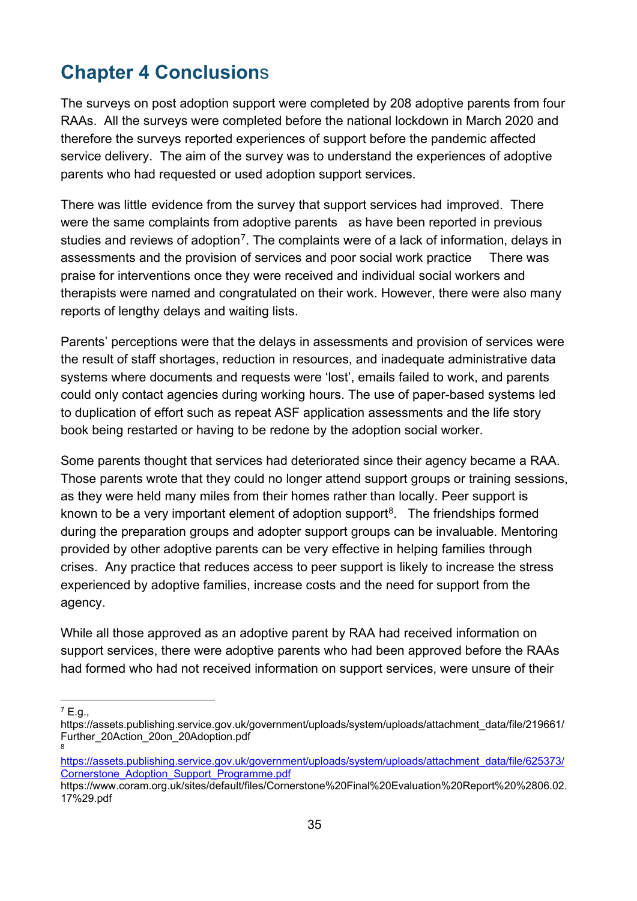# Chapter 4 Conclusions

The surveys on post adoption support were completed by 208 adoptive parents from four RAAs. All the surveys were completed before the national lockdown in March 2020 and therefore the surveys reported experiences of support before the pandemic affected service delivery. The aim of the survey was to understand the experiences of adoptive parents who had requested or used adoption support services.

There was little evidence from the survey that support services had improved. There were the same complaints from adoptive parents as have been reported in previous studies and reviews of adoption[7]. The complaints were of a lack of information, delays in assessments and the provision of services and poor social work practice There was praise for interventions once they were received and individual social workers and therapists were named and congratulated on their work. However, there were also many reports of lengthy delays and waiting lists.

Parents' perceptions were that the delays in assessments and provision of services were the result of staff shortages, reduction in resources, and inadequate administrative data systems where documents and requests were 'lost', emails failed to work, and parents could only contact agencies during working hours. The use of paper-based systems led to duplication of effort such as repeat ASF application assessments and the life story book being restarted or having to be redone by the adoption social worker.

Some parents thought that services had deteriorated since their agency became a RAA. Those parents wrote that they could no longer attend support groups or training sessions, as they were held many miles from their homes rather than locally. Peer support is known to be a very important element of adoption support[8]. The friendships formed during the preparation groups and adopter support groups can be invaluable. Mentoring provided by other adoptive parents can be very effective in helping families through crises. Any practice that reduces access to peer support is likely to increase the stress experienced by adoptive families, increase costs and the need for support from the agency.

While all those approved as an adoptive parent by RAA had received information on support services, there were adoptive parents who had been approved before the RAAs had formed who had not received information on support services, were unsure of their

---

[7] E.g., https://assets.publishing.service.gov.uk/government/uploads/system/uploads/attachment_data/file/219661/Further_20Action_20on_20Adoption.pdf

[8] https://assets.publishing.service.gov.uk/government/uploads/system/uploads/attachment_data/file/625373/Cornerstone_Adoption_Support_Programme.pdf
https://www.coram.org.uk/sites/default/files/Cornerstone%20Final%20Evaluation%20Report%20%2806.02.17%29.pdf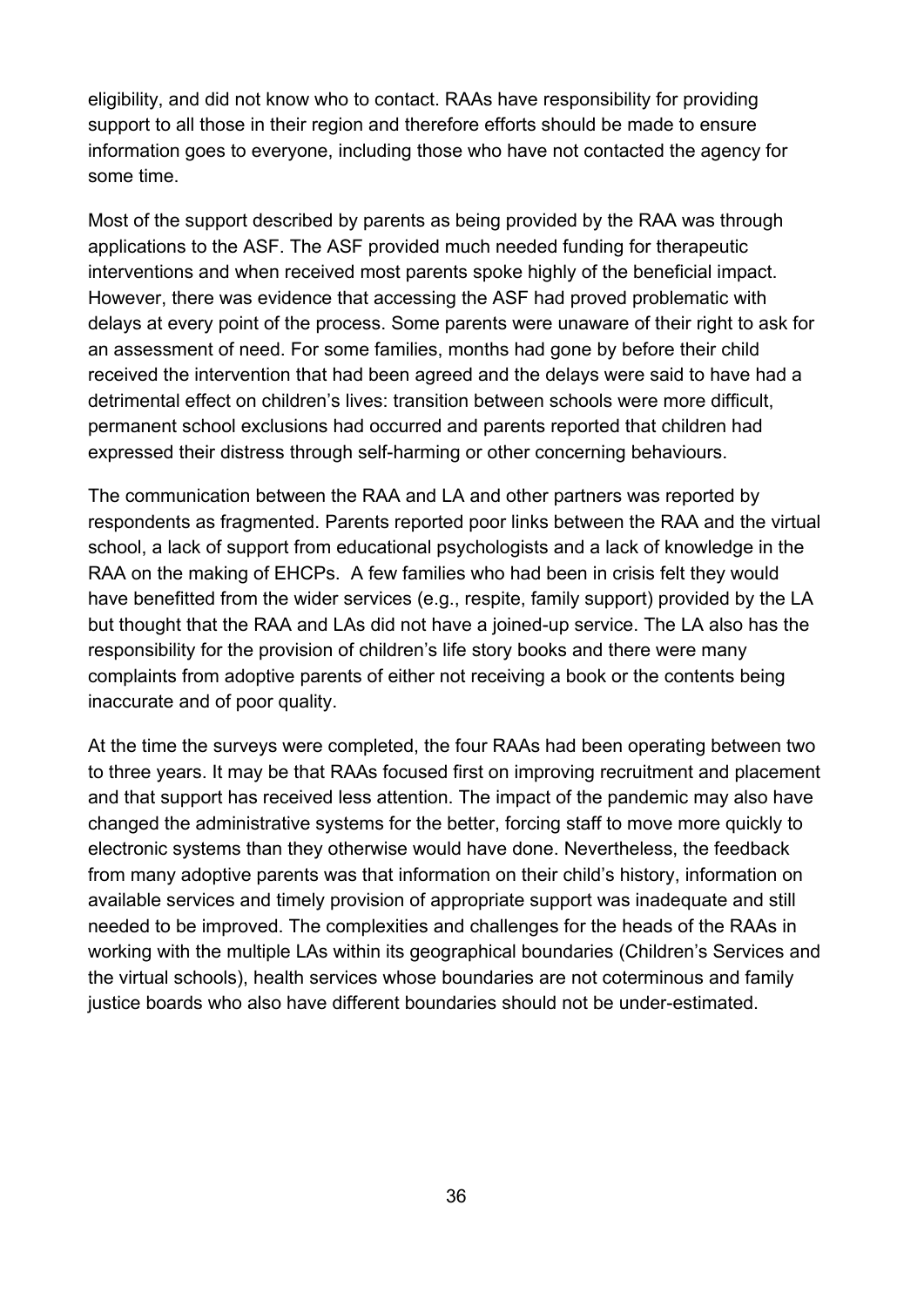eligibility, and did not know who to contact. RAAs have responsibility for providing support to all those in their region and therefore efforts should be made to ensure information goes to everyone, including those who have not contacted the agency for some time.

Most of the support described by parents as being provided by the RAA was through applications to the ASF. The ASF provided much needed funding for therapeutic interventions and when received most parents spoke highly of the beneficial impact. However, there was evidence that accessing the ASF had proved problematic with delays at every point of the process. Some parents were unaware of their right to ask for an assessment of need. For some families, months had gone by before their child received the intervention that had been agreed and the delays were said to have had a detrimental effect on children's lives: transition between schools were more difficult, permanent school exclusions had occurred and parents reported that children had expressed their distress through self-harming or other concerning behaviours.

The communication between the RAA and LA and other partners was reported by respondents as fragmented. Parents reported poor links between the RAA and the virtual school, a lack of support from educational psychologists and a lack of knowledge in the RAA on the making of EHCPs. A few families who had been in crisis felt they would have benefitted from the wider services (e.g., respite, family support) provided by the LA but thought that the RAA and LAs did not have a joined-up service. The LA also has the responsibility for the provision of children's life story books and there were many complaints from adoptive parents of either not receiving a book or the contents being inaccurate and of poor quality.

At the time the surveys were completed, the four RAAs had been operating between two to three years. It may be that RAAs focused first on improving recruitment and placement and that support has received less attention. The impact of the pandemic may also have changed the administrative systems for the better, forcing staff to move more quickly to electronic systems than they otherwise would have done. Nevertheless, the feedback from many adoptive parents was that information on their child's history, information on available services and timely provision of appropriate support was inadequate and still needed to be improved. The complexities and challenges for the heads of the RAAs in working with the multiple LAs within its geographical boundaries (Children's Services and the virtual schools), health services whose boundaries are not coterminous and family justice boards who also have different boundaries should not be under-estimated.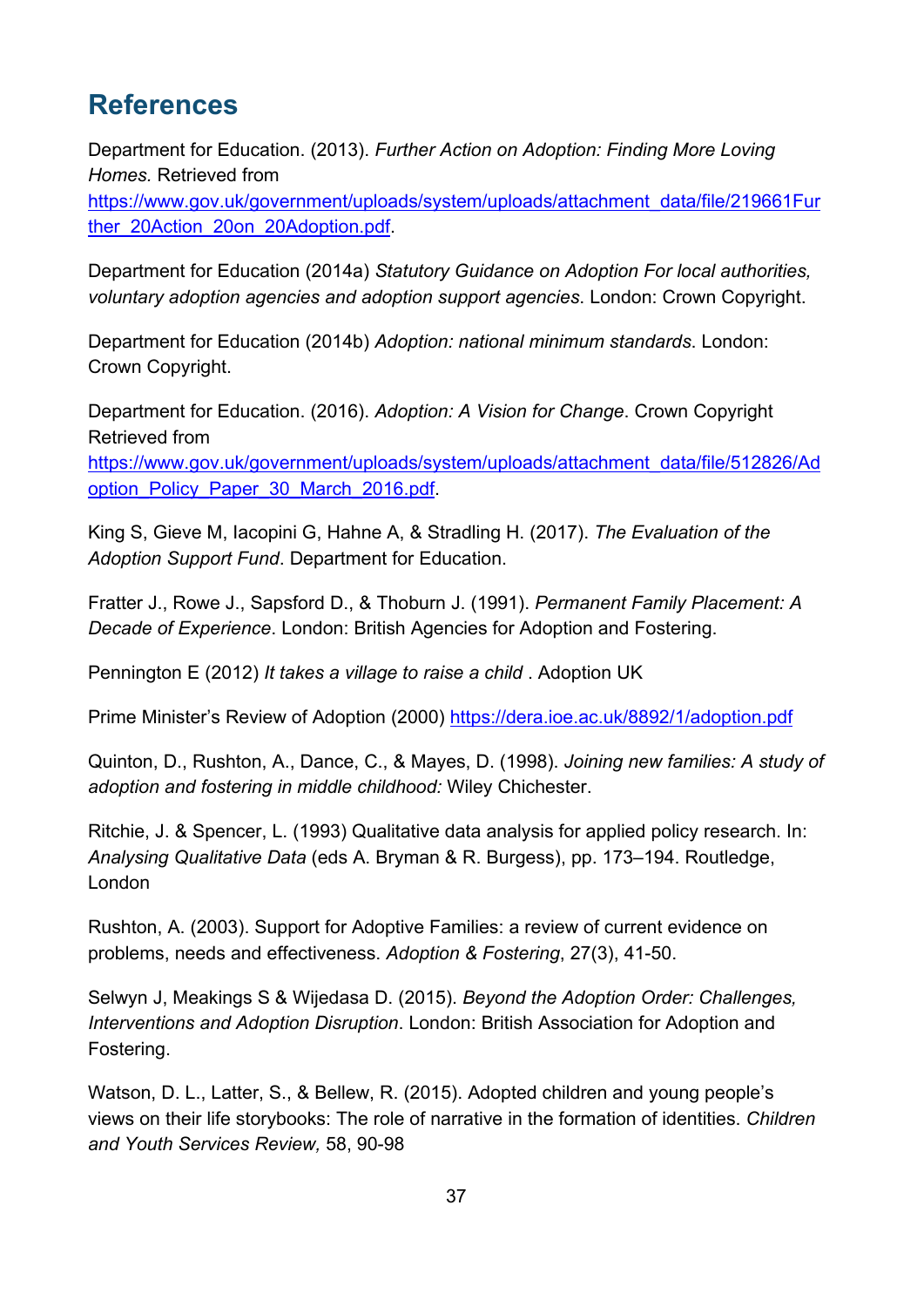## References

Department for Education. (2013). *Further Action on Adoption: Finding More Loving Homes.* Retrieved from https://www.gov.uk/government/uploads/system/uploads/attachment_data/file/219661Further_20Action_20on_20Adoption.pdf.

Department for Education (2014a) *Statutory Guidance on Adoption For local authorities, voluntary adoption agencies and adoption support agencies*. London: Crown Copyright.

Department for Education (2014b) *Adoption: national minimum standards*. London: Crown Copyright.

Department for Education. (2016). *Adoption: A Vision for Change*. Crown Copyright Retrieved from https://www.gov.uk/government/uploads/system/uploads/attachment_data/file/512826/Adoption_Policy_Paper_30_March_2016.pdf.

King S, Gieve M, Iacopini G, Hahne A, & Stradling H. (2017). *The Evaluation of the Adoption Support Fund*. Department for Education.

Fratter J., Rowe J., Sapsford D., & Thoburn J. (1991). *Permanent Family Placement: A Decade of Experience*. London: British Agencies for Adoption and Fostering.

Pennington E (2012) *It takes a village to raise a child* . Adoption UK

Prime Minister's Review of Adoption (2000) https://dera.ioe.ac.uk/8892/1/adoption.pdf

Quinton, D., Rushton, A., Dance, C., & Mayes, D. (1998). *Joining new families: A study of adoption and fostering in middle childhood:* Wiley Chichester.

Ritchie, J. & Spencer, L. (1993) Qualitative data analysis for applied policy research. In: *Analysing Qualitative Data* (eds A. Bryman & R. Burgess), pp. 173–194. Routledge, London

Rushton, A. (2003). Support for Adoptive Families: a review of current evidence on problems, needs and effectiveness. *Adoption & Fostering*, 27(3), 41-50.

Selwyn J, Meakings S & Wijedasa D. (2015). *Beyond the Adoption Order: Challenges, Interventions and Adoption Disruption*. London: British Association for Adoption and Fostering.

Watson, D. L., Latter, S., & Bellew, R. (2015). Adopted children and young people's views on their life storybooks: The role of narrative in the formation of identities. *Children and Youth Services Review,* 58, 90-98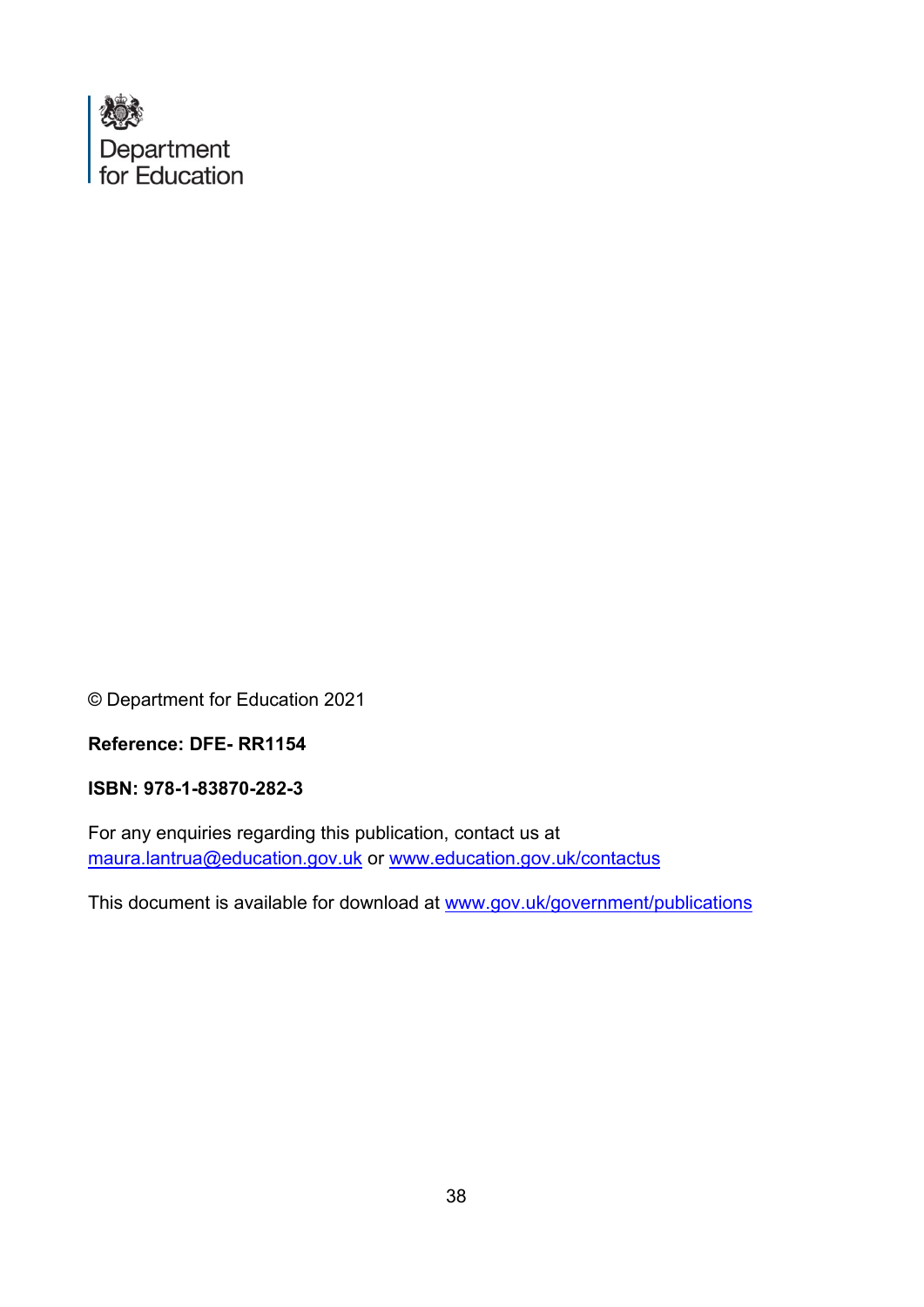Department
for Education

© Department for Education 2021

**Reference: DFE- RR1154**

**ISBN: 978-1-83870-282-3**

For any enquiries regarding this publication, contact us at
maura.lantrua@education.gov.uk or www.education.gov.uk/contactus

This document is available for download at www.gov.uk/government/publications